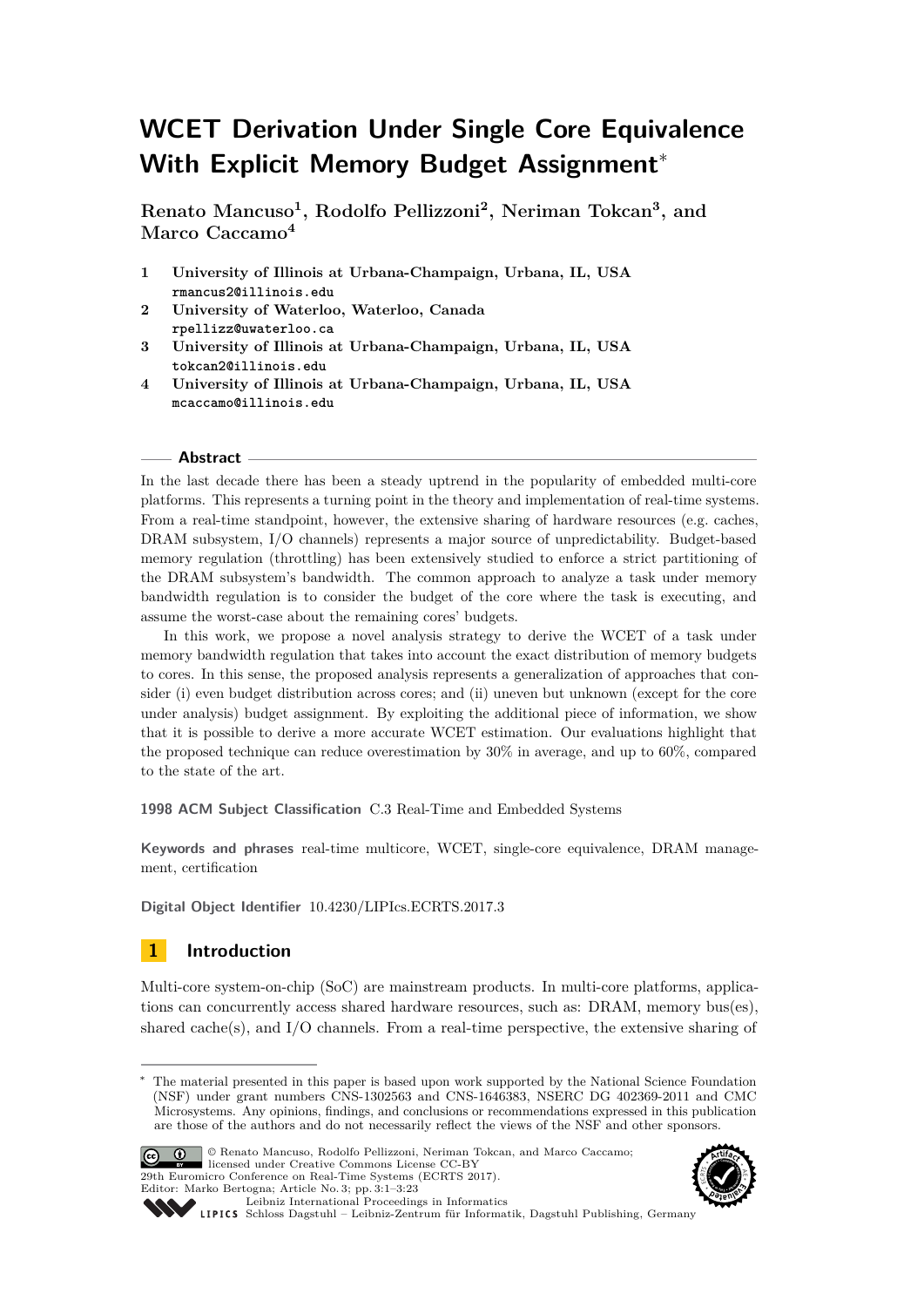# WCET Derivation Under Single Core Equivalence With Explicit Memory Budget Assignment*

**Renato Mancuso[1], Rodolfo Pellizzoni[2], Neriman Tokcan[3], and Marco Caccamo[4]**

1. **University of Illinois at Urbana-Champaign, Urbana, IL, USA**
   rmancus2@illinois.edu
2. **University of Waterloo, Waterloo, Canada**
   rpellizz@uwaterloo.ca
3. **University of Illinois at Urbana-Champaign, Urbana, IL, USA**
   tokcan2@illinois.edu
4. **University of Illinois at Urbana-Champaign, Urbana, IL, USA**
   mcaccamo@illinois.edu

## Abstract

In the last decade there has been a steady uptrend in the popularity of embedded multi-core platforms. This represents a turning point in the theory and implementation of real-time systems. From a real-time standpoint, however, the extensive sharing of hardware resources (e.g. caches, DRAM subsystem, I/O channels) represents a major source of unpredictability. Budget-based memory regulation (throttling) has been extensively studied to enforce a strict partitioning of the DRAM subsystem's bandwidth. The common approach to analyze a task under memory bandwidth regulation is to consider the budget of the core where the task is executing, and assume the worst-case about the remaining cores' budgets.

In this work, we propose a novel analysis strategy to derive the WCET of a task under memory bandwidth regulation that takes into account the exact distribution of memory budgets to cores. In this sense, the proposed analysis represents a generalization of approaches that consider (i) even budget distribution across cores; and (ii) uneven but unknown (except for the core under analysis) budget assignment. By exploiting the additional piece of information, we show that it is possible to derive a more accurate WCET estimation. Our evaluations highlight that the proposed technique can reduce overestimation by 30% in average, and up to 60%, compared to the state of the art.

**1998 ACM Subject Classification** C.3 Real-Time and Embedded Systems

**Keywords and phrases** real-time multicore, WCET, single-core equivalence, DRAM management, certification

**Digital Object Identifier** 10.4230/LIPIcs.ECRTS.2017.3

## 1 Introduction

Multi-core system-on-chip (SoC) are mainstream products. In multi-core platforms, applications can concurrently access shared hardware resources, such as: DRAM, memory bus(es), shared cache(s), and I/O channels. From a real-time perspective, the extensive sharing of

---

* The material presented in this paper is based upon work supported by the National Science Foundation (NSF) under grant numbers CNS-1302563 and CNS-1646383, NSERC DG 402369-2011 and CMC Microsystems. Any opinions, findings, and conclusions or recommendations expressed in this publication are those of the authors and do not necessarily reflect the views of the NSF and other sponsors.

© Renato Mancuso, Rodolfo Pellizzoni, Neriman Tokcan, and Marco Caccamo; licensed under Creative Commons License CC-BY
29th Euromicro Conference on Real-Time Systems (ECRTS 2017).
Editor: Marko Bertogna; Article No. 3; pp. 3:1–3:23
Leibniz International Proceedings in Informatics
Schloss Dagstuhl – Leibniz-Zentrum für Informatik, Dagstuhl Publishing, Germany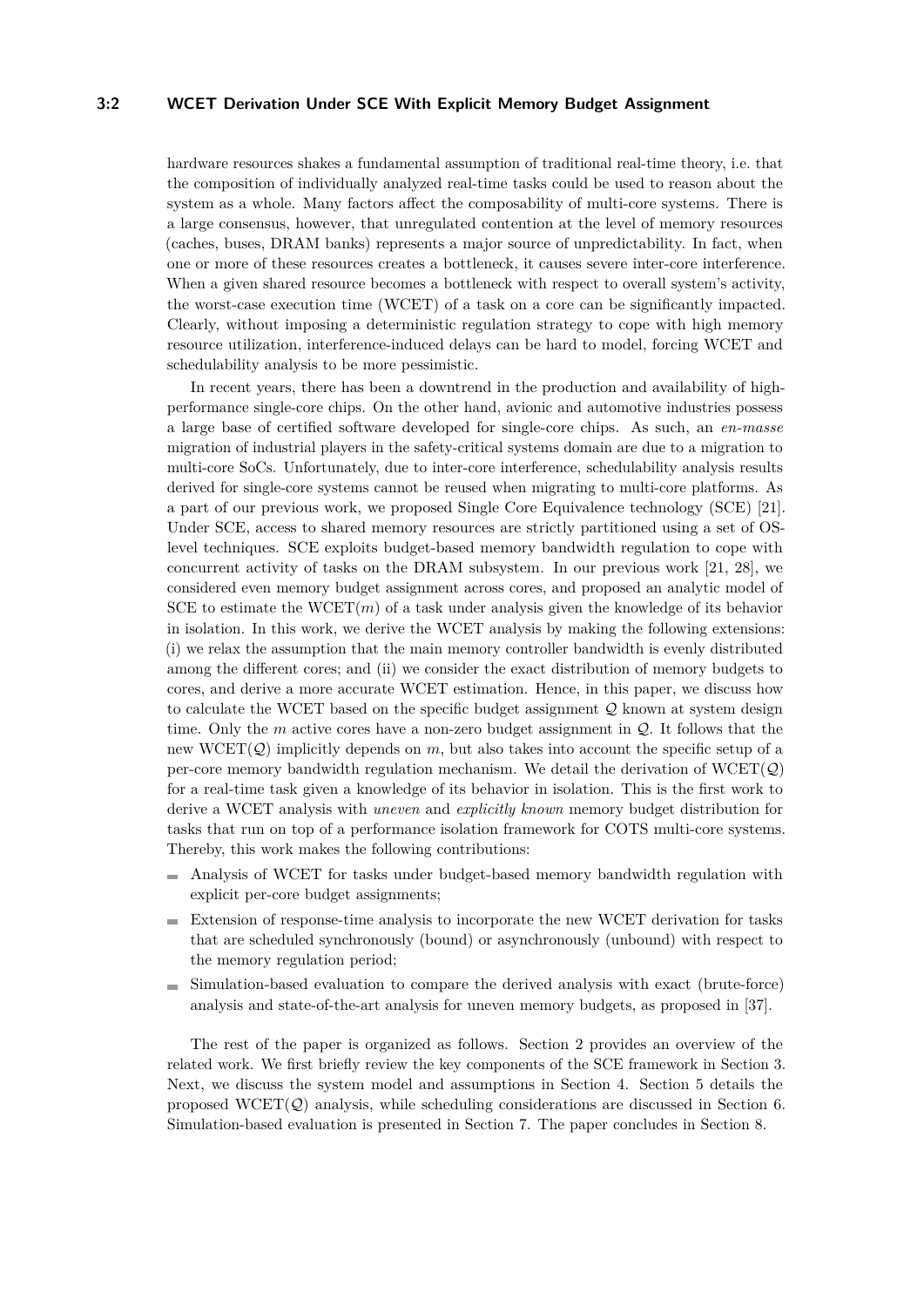hardware resources shakes a fundamental assumption of traditional real-time theory, i.e. that the composition of individually analyzed real-time tasks could be used to reason about the system as a whole. Many factors affect the composability of multi-core systems. There is a large consensus, however, that unregulated contention at the level of memory resources (caches, buses, DRAM banks) represents a major source of unpredictability. In fact, when one or more of these resources creates a bottleneck, it causes severe inter-core interference. When a given shared resource becomes a bottleneck with respect to overall system's activity, the worst-case execution time (WCET) of a task on a core can be significantly impacted. Clearly, without imposing a deterministic regulation strategy to cope with high memory resource utilization, interference-induced delays can be hard to model, forcing WCET and schedulability analysis to be more pessimistic.

In recent years, there has been a downtrend in the production and availability of high-performance single-core chips. On the other hand, avionic and automotive industries possess a large base of certified software developed for single-core chips. As such, an *en-masse* migration of industrial players in the safety-critical systems domain are due to a migration to multi-core SoCs. Unfortunately, due to inter-core interference, schedulability analysis results derived for single-core systems cannot be reused when migrating to multi-core platforms. As a part of our previous work, we proposed Single Core Equivalence technology (SCE) [21]. Under SCE, access to shared memory resources are strictly partitioned using a set of OS-level techniques. SCE exploits budget-based memory bandwidth regulation to cope with concurrent activity of tasks on the DRAM subsystem. In our previous work [21, 28], we considered even memory budget assignment across cores, and proposed an analytic model of SCE to estimate the WCET($m$) of a task under analysis given the knowledge of its behavior in isolation. In this work, we derive the WCET analysis by making the following extensions: (i) we relax the assumption that the main memory controller bandwidth is evenly distributed among the different cores; and (ii) we consider the exact distribution of memory budgets to cores, and derive a more accurate WCET estimation. Hence, in this paper, we discuss how to calculate the WCET based on the specific budget assignment $\mathcal{Q}$ known at system design time. Only the $m$ active cores have a non-zero budget assignment in $\mathcal{Q}$. It follows that the new WCET($\mathcal{Q}$) implicitly depends on $m$, but also takes into account the specific setup of a per-core memory bandwidth regulation mechanism. We detail the derivation of WCET($\mathcal{Q}$) for a real-time task given a knowledge of its behavior in isolation. This is the first work to derive a WCET analysis with *uneven* and *explicitly known* memory budget distribution for tasks that run on top of a performance isolation framework for COTS multi-core systems. Thereby, this work makes the following contributions:

- Analysis of WCET for tasks under budget-based memory bandwidth regulation with explicit per-core budget assignments;
- Extension of response-time analysis to incorporate the new WCET derivation for tasks that are scheduled synchronously (bound) or asynchronously (unbound) with respect to the memory regulation period;
- Simulation-based evaluation to compare the derived analysis with exact (brute-force) analysis and state-of-the-art analysis for uneven memory budgets, as proposed in [37].

The rest of the paper is organized as follows. Section 2 provides an overview of the related work. We first briefly review the key components of the SCE framework in Section 3. Next, we discuss the system model and assumptions in Section 4. Section 5 details the proposed WCET($\mathcal{Q}$) analysis, while scheduling considerations are discussed in Section 6. Simulation-based evaluation is presented in Section 7. The paper concludes in Section 8.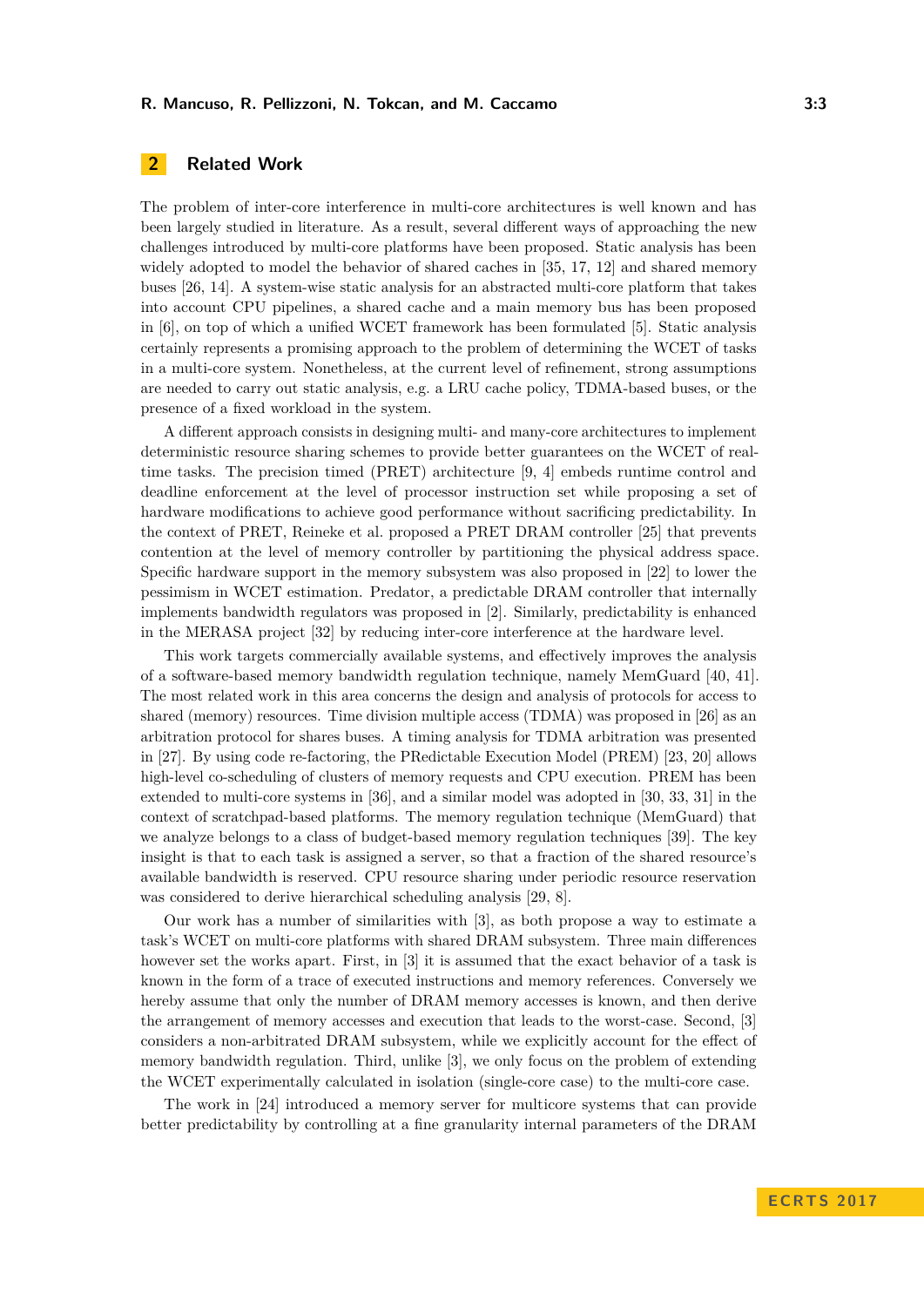## 2 Related Work

The problem of inter-core interference in multi-core architectures is well known and has been largely studied in literature. As a result, several different ways of approaching the new challenges introduced by multi-core platforms have been proposed. Static analysis has been widely adopted to model the behavior of shared caches in [35, 17, 12] and shared memory buses [26, 14]. A system-wise static analysis for an abstracted multi-core platform that takes into account CPU pipelines, a shared cache and a main memory bus has been proposed in [6], on top of which a unified WCET framework has been formulated [5]. Static analysis certainly represents a promising approach to the problem of determining the WCET of tasks in a multi-core system. Nonetheless, at the current level of refinement, strong assumptions are needed to carry out static analysis, e.g. a LRU cache policy, TDMA-based buses, or the presence of a fixed workload in the system.

A different approach consists in designing multi- and many-core architectures to implement deterministic resource sharing schemes to provide better guarantees on the WCET of real-time tasks. The precision timed (PRET) architecture [9, 4] embeds runtime control and deadline enforcement at the level of processor instruction set while proposing a set of hardware modifications to achieve good performance without sacrificing predictability. In the context of PRET, Reineke et al. proposed a PRET DRAM controller [25] that prevents contention at the level of memory controller by partitioning the physical address space. Specific hardware support in the memory subsystem was also proposed in [22] to lower the pessimism in WCET estimation. Predator, a predictable DRAM controller that internally implements bandwidth regulators was proposed in [2]. Similarly, predictability is enhanced in the MERASA project [32] by reducing inter-core interference at the hardware level.

This work targets commercially available systems, and effectively improves the analysis of a software-based memory bandwidth regulation technique, namely MemGuard [40, 41]. The most related work in this area concerns the design and analysis of protocols for access to shared (memory) resources. Time division multiple access (TDMA) was proposed in [26] as an arbitration protocol for shares buses. A timing analysis for TDMA arbitration was presented in [27]. By using code re-factoring, the PRedictable Execution Model (PREM) [23, 20] allows high-level co-scheduling of clusters of memory requests and CPU execution. PREM has been extended to multi-core systems in [36], and a similar model was adopted in [30, 33, 31] in the context of scratchpad-based platforms. The memory regulation technique (MemGuard) that we analyze belongs to a class of budget-based memory regulation techniques [39]. The key insight is that to each task is assigned a server, so that a fraction of the shared resource's available bandwidth is reserved. CPU resource sharing under periodic resource reservation was considered to derive hierarchical scheduling analysis [29, 8].

Our work has a number of similarities with [3], as both propose a way to estimate a task's WCET on multi-core platforms with shared DRAM subsystem. Three main differences however set the works apart. First, in [3] it is assumed that the exact behavior of a task is known in the form of a trace of executed instructions and memory references. Conversely we hereby assume that only the number of DRAM memory accesses is known, and then derive the arrangement of memory accesses and execution that leads to the worst-case. Second, [3] considers a non-arbitrated DRAM subsystem, while we explicitly account for the effect of memory bandwidth regulation. Third, unlike [3], we only focus on the problem of extending the WCET experimentally calculated in isolation (single-core case) to the multi-core case.

The work in [24] introduced a memory server for multicore systems that can provide better predictability by controlling at a fine granularity internal parameters of the DRAM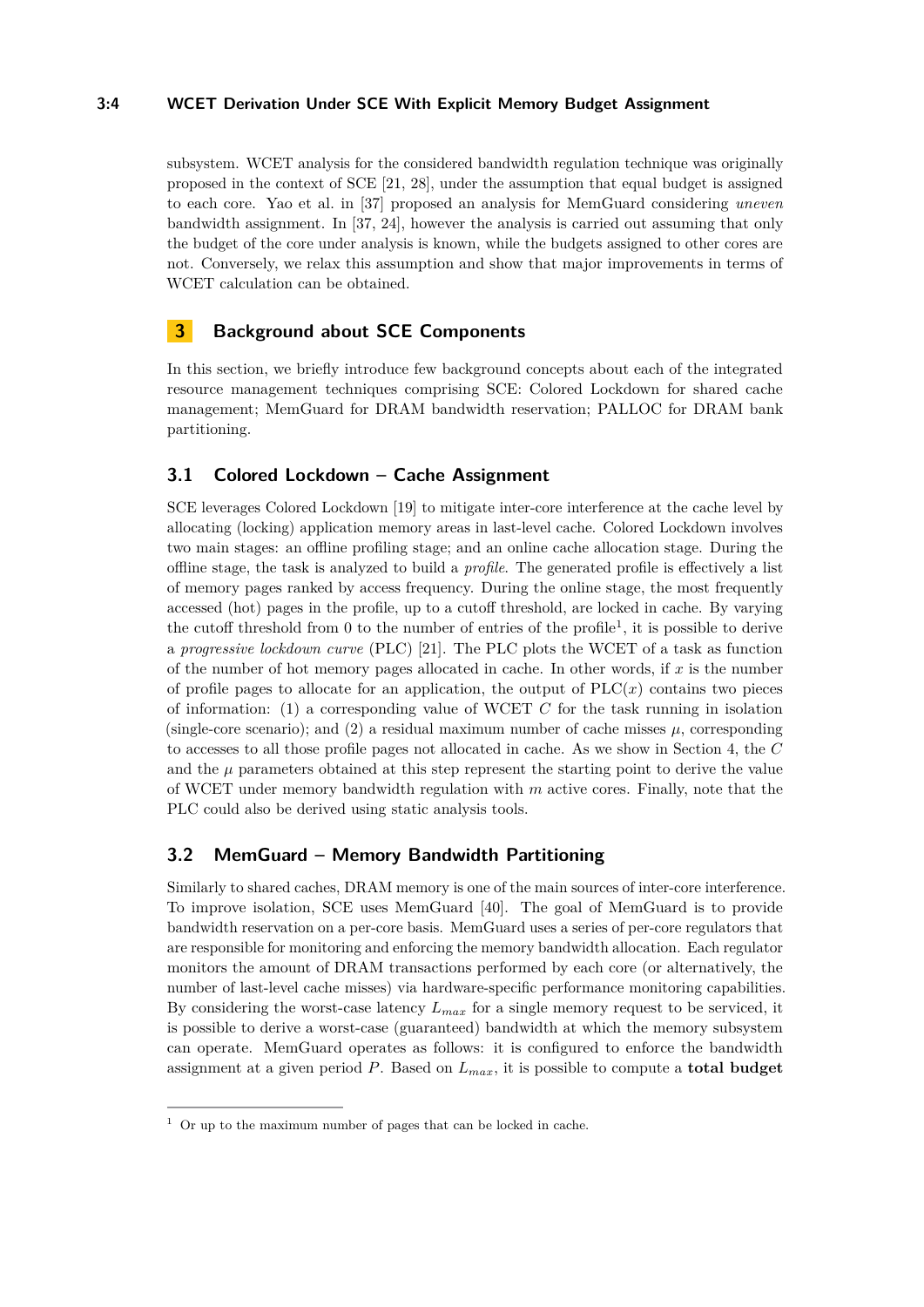subsystem. WCET analysis for the considered bandwidth regulation technique was originally proposed in the context of SCE [21, 28], under the assumption that equal budget is assigned to each core. Yao et al. in [37] proposed an analysis for MemGuard considering *uneven* bandwidth assignment. In [37, 24], however the analysis is carried out assuming that only the budget of the core under analysis is known, while the budgets assigned to other cores are not. Conversely, we relax this assumption and show that major improvements in terms of WCET calculation can be obtained.

## 3 Background about SCE Components

In this section, we briefly introduce few background concepts about each of the integrated resource management techniques comprising SCE: Colored Lockdown for shared cache management; MemGuard for DRAM bandwidth reservation; PALLOC for DRAM bank partitioning.

### 3.1 Colored Lockdown – Cache Assignment

SCE leverages Colored Lockdown [19] to mitigate inter-core interference at the cache level by allocating (locking) application memory areas in last-level cache. Colored Lockdown involves two main stages: an offline profiling stage; and an online cache allocation stage. During the offline stage, the task is analyzed to build a *profile*. The generated profile is effectively a list of memory pages ranked by access frequency. During the online stage, the most frequently accessed (hot) pages in the profile, up to a cutoff threshold, are locked in cache. By varying the cutoff threshold from 0 to the number of entries of the profile[1], it is possible to derive a *progressive lockdown curve* (PLC) [21]. The PLC plots the WCET of a task as function of the number of hot memory pages allocated in cache. In other words, if $x$ is the number of profile pages to allocate for an application, the output of PLC($x$) contains two pieces of information: (1) a corresponding value of WCET $C$ for the task running in isolation (single-core scenario); and (2) a residual maximum number of cache misses $\mu$, corresponding to accesses to all those profile pages not allocated in cache. As we show in Section 4, the $C$ and the $\mu$ parameters obtained at this step represent the starting point to derive the value of WCET under memory bandwidth regulation with $m$ active cores. Finally, note that the PLC could also be derived using static analysis tools.

### 3.2 MemGuard – Memory Bandwidth Partitioning

Similarly to shared caches, DRAM memory is one of the main sources of inter-core interference. To improve isolation, SCE uses MemGuard [40]. The goal of MemGuard is to provide bandwidth reservation on a per-core basis. MemGuard uses a series of per-core regulators that are responsible for monitoring and enforcing the memory bandwidth allocation. Each regulator monitors the amount of DRAM transactions performed by each core (or alternatively, the number of last-level cache misses) via hardware-specific performance monitoring capabilities. By considering the worst-case latency $L_{max}$ for a single memory request to be serviced, it is possible to derive a worst-case (guaranteed) bandwidth at which the memory subsystem can operate. MemGuard operates as follows: it is configured to enforce the bandwidth assignment at a given period $P$. Based on $L_{max}$, it is possible to compute a **total budget**

[1] Or up to the maximum number of pages that can be locked in cache.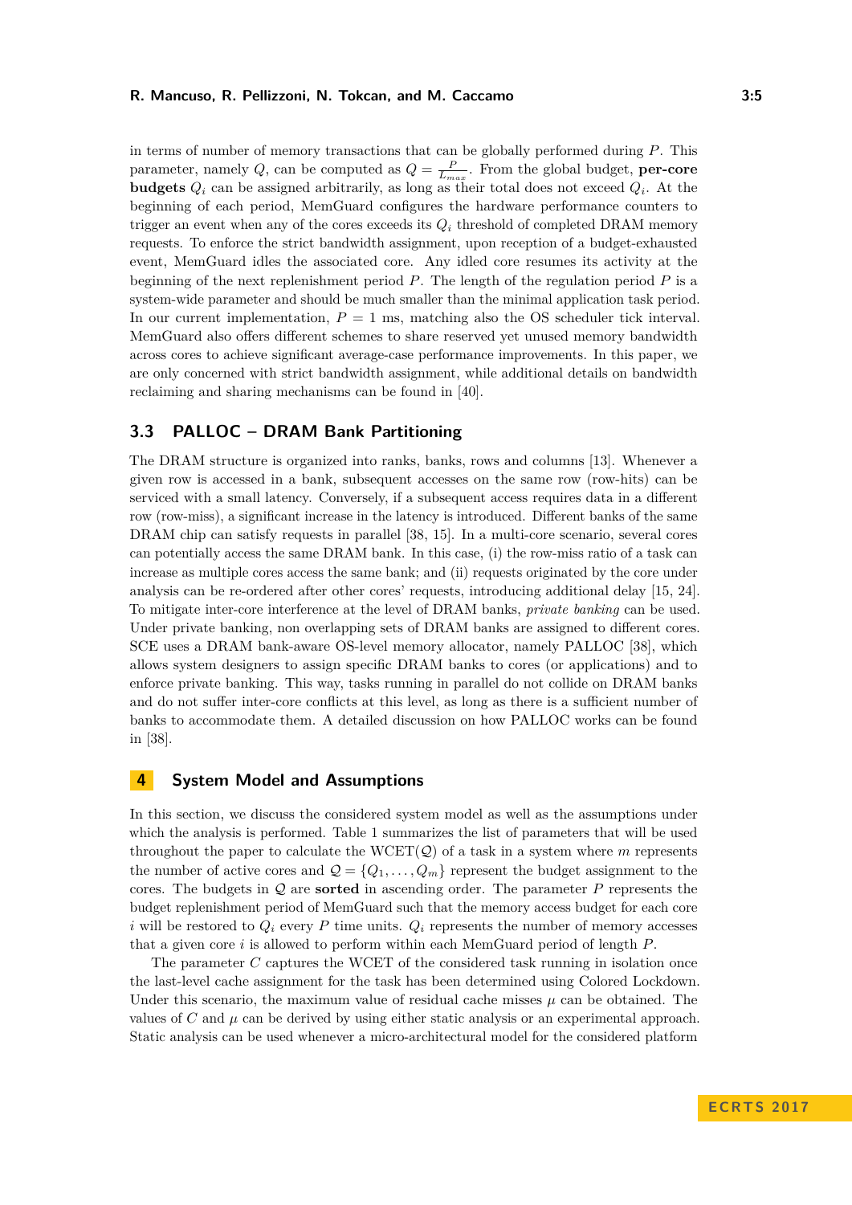in terms of number of memory transactions that can be globally performed during $P$. This parameter, namely $Q$, can be computed as $Q = \frac{P}{L_{max}}$. From the global budget, **per-core budgets** $Q_i$ can be assigned arbitrarily, as long as their total does not exceed $Q_i$. At the beginning of each period, MemGuard configures the hardware performance counters to trigger an event when any of the cores exceeds its $Q_i$ threshold of completed DRAM memory requests. To enforce the strict bandwidth assignment, upon reception of a budget-exhausted event, MemGuard idles the associated core. Any idled core resumes its activity at the beginning of the next replenishment period $P$. The length of the regulation period $P$ is a system-wide parameter and should be much smaller than the minimal application task period. In our current implementation, $P = 1$ ms, matching also the OS scheduler tick interval. MemGuard also offers different schemes to share reserved yet unused memory bandwidth across cores to achieve significant average-case performance improvements. In this paper, we are only concerned with strict bandwidth assignment, while additional details on bandwidth reclaiming and sharing mechanisms can be found in [40].

### 3.3 PALLOC – DRAM Bank Partitioning

The DRAM structure is organized into ranks, banks, rows and columns [13]. Whenever a given row is accessed in a bank, subsequent accesses on the same row (row-hits) can be serviced with a small latency. Conversely, if a subsequent access requires data in a different row (row-miss), a significant increase in the latency is introduced. Different banks of the same DRAM chip can satisfy requests in parallel [38, 15]. In a multi-core scenario, several cores can potentially access the same DRAM bank. In this case, (i) the row-miss ratio of a task can increase as multiple cores access the same bank; and (ii) requests originated by the core under analysis can be re-ordered after other cores' requests, introducing additional delay [15, 24]. To mitigate inter-core interference at the level of DRAM banks, *private banking* can be used. Under private banking, non overlapping sets of DRAM banks are assigned to different cores. SCE uses a DRAM bank-aware OS-level memory allocator, namely PALLOC [38], which allows system designers to assign specific DRAM banks to cores (or applications) and to enforce private banking. This way, tasks running in parallel do not collide on DRAM banks and do not suffer inter-core conflicts at this level, as long as there is a sufficient number of banks to accommodate them. A detailed discussion on how PALLOC works can be found in [38].

## 4 System Model and Assumptions

In this section, we discuss the considered system model as well as the assumptions under which the analysis is performed. Table 1 summarizes the list of parameters that will be used throughout the paper to calculate the WCET($\mathcal{Q}$) of a task in a system where $m$ represents the number of active cores and $\mathcal{Q} = \{Q_1, \ldots, Q_m\}$ represent the budget assignment to the cores. The budgets in $\mathcal{Q}$ are **sorted** in ascending order. The parameter $P$ represents the budget replenishment period of MemGuard such that the memory access budget for each core $i$ will be restored to $Q_i$ every $P$ time units. $Q_i$ represents the number of memory accesses that a given core $i$ is allowed to perform within each MemGuard period of length $P$.

The parameter $C$ captures the WCET of the considered task running in isolation once the last-level cache assignment for the task has been determined using Colored Lockdown. Under this scenario, the maximum value of residual cache misses $\mu$ can be obtained. The values of $C$ and $\mu$ can be derived by using either static analysis or an experimental approach. Static analysis can be used whenever a micro-architectural model for the considered platform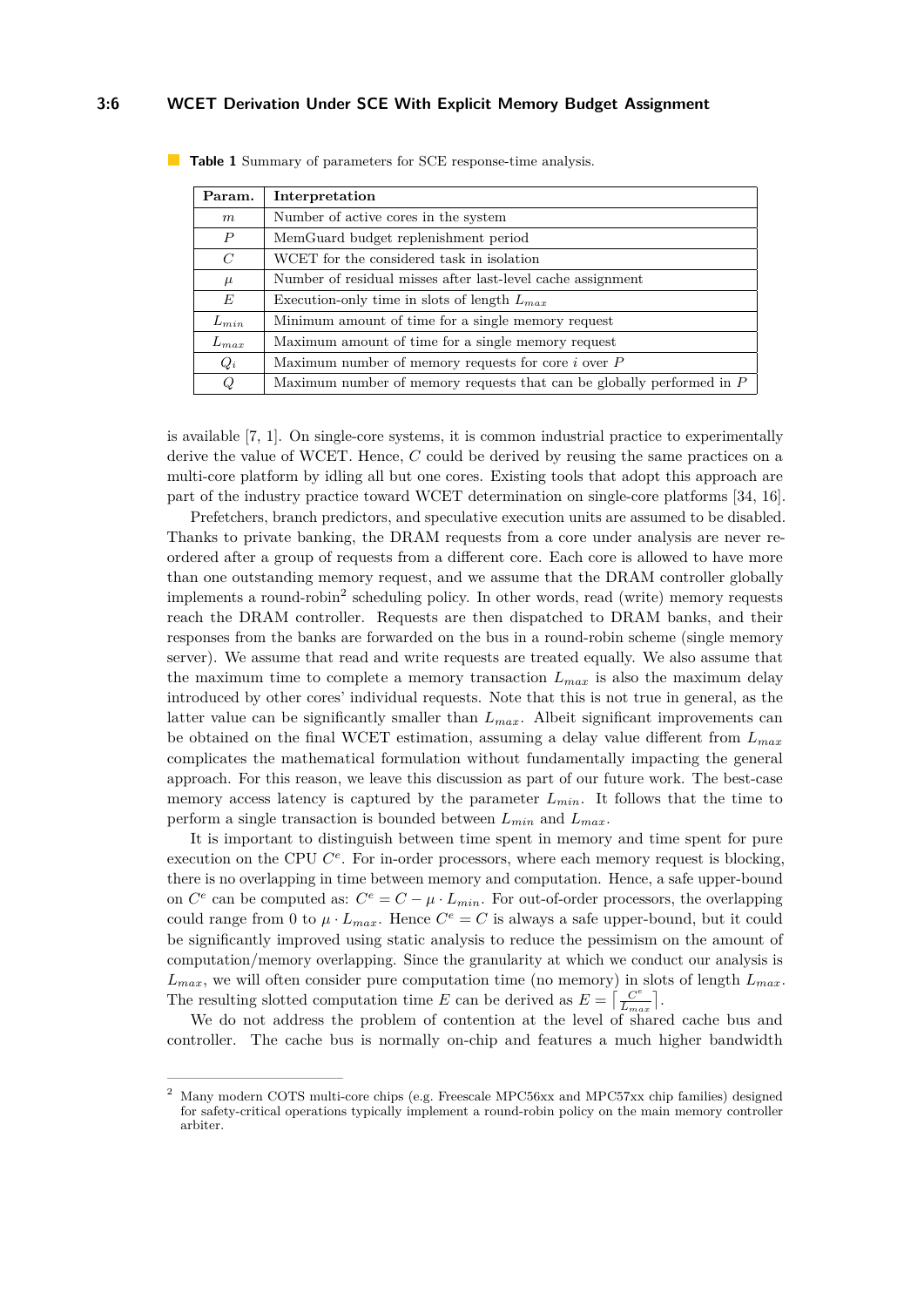**Table 1** Summary of parameters for SCE response-time analysis.

| Param. | Interpretation |
|---|---|
| $m$ | Number of active cores in the system |
| $P$ | MemGuard budget replenishment period |
| $C$ | WCET for the considered task in isolation |
| $\mu$ | Number of residual misses after last-level cache assignment |
| $E$ | Execution-only time in slots of length $L_{max}$ |
| $L_{min}$ | Minimum amount of time for a single memory request |
| $L_{max}$ | Maximum amount of time for a single memory request |
| $Q_i$ | Maximum number of memory requests for core $i$ over $P$ |
| $Q$ | Maximum number of memory requests that can be globally performed in $P$ |

is available [7, 1]. On single-core systems, it is common industrial practice to experimentally derive the value of WCET. Hence, $C$ could be derived by reusing the same practices on a multi-core platform by idling all but one cores. Existing tools that adopt this approach are part of the industry practice toward WCET determination on single-core platforms [34, 16].

Prefetchers, branch predictors, and speculative execution units are assumed to be disabled. Thanks to private banking, the DRAM requests from a core under analysis are never re-ordered after a group of requests from a different core. Each core is allowed to have more than one outstanding memory request, and we assume that the DRAM controller globally implements a round-robin[2] scheduling policy. In other words, read (write) memory requests reach the DRAM controller. Requests are then dispatched to DRAM banks, and their responses from the banks are forwarded on the bus in a round-robin scheme (single memory server). We assume that read and write requests are treated equally. We also assume that the maximum time to complete a memory transaction $L_{max}$ is also the maximum delay introduced by other cores' individual requests. Note that this is not true in general, as the latter value can be significantly smaller than $L_{max}$. Albeit significant improvements can be obtained on the final WCET estimation, assuming a delay value different from $L_{max}$ complicates the mathematical formulation without fundamentally impacting the general approach. For this reason, we leave this discussion as part of our future work. The best-case memory access latency is captured by the parameter $L_{min}$. It follows that the time to perform a single transaction is bounded between $L_{min}$ and $L_{max}$.

It is important to distinguish between time spent in memory and time spent for pure execution on the CPU $C^e$. For in-order processors, where each memory request is blocking, there is no overlapping in time between memory and computation. Hence, a safe upper-bound on $C^e$ can be computed as: $C^e = C - \mu \cdot L_{min}$. For out-of-order processors, the overlapping could range from 0 to $\mu \cdot L_{max}$. Hence $C^e = C$ is always a safe upper-bound, but it could be significantly improved using static analysis to reduce the pessimism on the amount of computation/memory overlapping. Since the granularity at which we conduct our analysis is $L_{max}$, we will often consider pure computation time (no memory) in slots of length $L_{max}$. The resulting slotted computation time $E$ can be derived as $E = \lceil \frac{C^e}{L_{max}} \rceil$.

We do not address the problem of contention at the level of shared cache bus and controller. The cache bus is normally on-chip and features a much higher bandwidth

---

[2] Many modern COTS multi-core chips (e.g. Freescale MPC56xx and MPC57xx chip families) designed for safety-critical operations typically implement a round-robin policy on the main memory controller arbiter.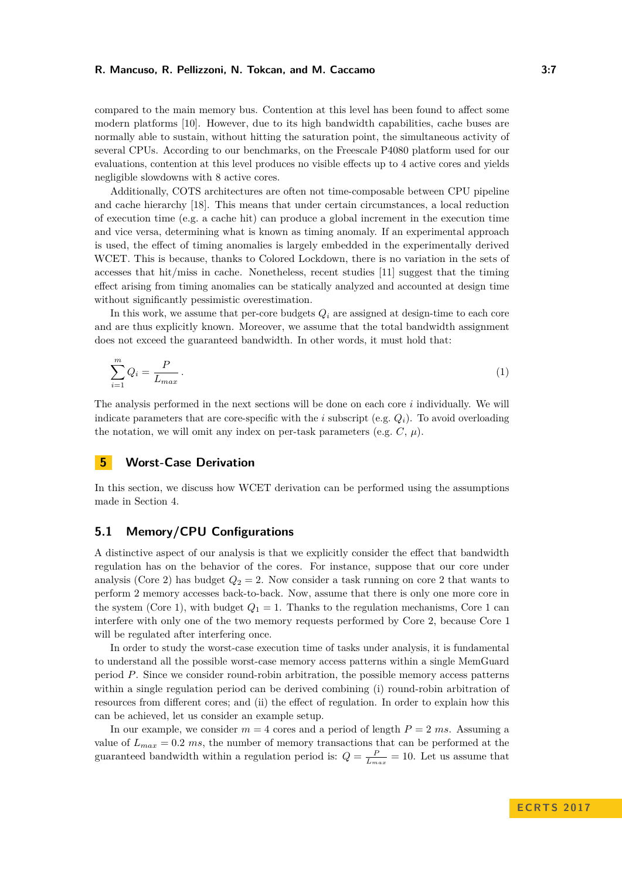compared to the main memory bus. Contention at this level has been found to affect some modern platforms [10]. However, due to its high bandwidth capabilities, cache buses are normally able to sustain, without hitting the saturation point, the simultaneous activity of several CPUs. According to our benchmarks, on the Freescale P4080 platform used for our evaluations, contention at this level produces no visible effects up to 4 active cores and yields negligible slowdowns with 8 active cores.

Additionally, COTS architectures are often not time-composable between CPU pipeline and cache hierarchy [18]. This means that under certain circumstances, a local reduction of execution time (e.g. a cache hit) can produce a global increment in the execution time and vice versa, determining what is known as timing anomaly. If an experimental approach is used, the effect of timing anomalies is largely embedded in the experimentally derived WCET. This is because, thanks to Colored Lockdown, there is no variation in the sets of accesses that hit/miss in cache. Nonetheless, recent studies [11] suggest that the timing effect arising from timing anomalies can be statically analyzed and accounted at design time without significantly pessimistic overestimation.

In this work, we assume that per-core budgets $Q_i$ are assigned at design-time to each core and are thus explicitly known. Moreover, we assume that the total bandwidth assignment does not exceed the guaranteed bandwidth. In other words, it must hold that:

$$\sum_{i=1}^{m} Q_i = \frac{P}{L_{max}}. \tag{1}$$

The analysis performed in the next sections will be done on each core $i$ individually. We will indicate parameters that are core-specific with the $i$ subscript (e.g. $Q_i$). To avoid overloading the notation, we will omit any index on per-task parameters (e.g. $C$, $\mu$).

## 5 Worst-Case Derivation

In this section, we discuss how WCET derivation can be performed using the assumptions made in Section 4.

### 5.1 Memory/CPU Configurations

A distinctive aspect of our analysis is that we explicitly consider the effect that bandwidth regulation has on the behavior of the cores. For instance, suppose that our core under analysis (Core 2) has budget $Q_2 = 2$. Now consider a task running on core 2 that wants to perform 2 memory accesses back-to-back. Now, assume that there is only one more core in the system (Core 1), with budget $Q_1 = 1$. Thanks to the regulation mechanisms, Core 1 can interfere with only one of the two memory requests performed by Core 2, because Core 1 will be regulated after interfering once.

In order to study the worst-case execution time of tasks under analysis, it is fundamental to understand all the possible worst-case memory access patterns within a single MemGuard period $P$. Since we consider round-robin arbitration, the possible memory access patterns within a single regulation period can be derived combining (i) round-robin arbitration of resources from different cores; and (ii) the effect of regulation. In order to explain how this can be achieved, let us consider an example setup.

In our example, we consider $m = 4$ cores and a period of length $P = 2$ $ms$. Assuming a value of $L_{max} = 0.2$ $ms$, the number of memory transactions that can be performed at the guaranteed bandwidth within a regulation period is: $Q = \frac{P}{L_{max}} = 10$. Let us assume that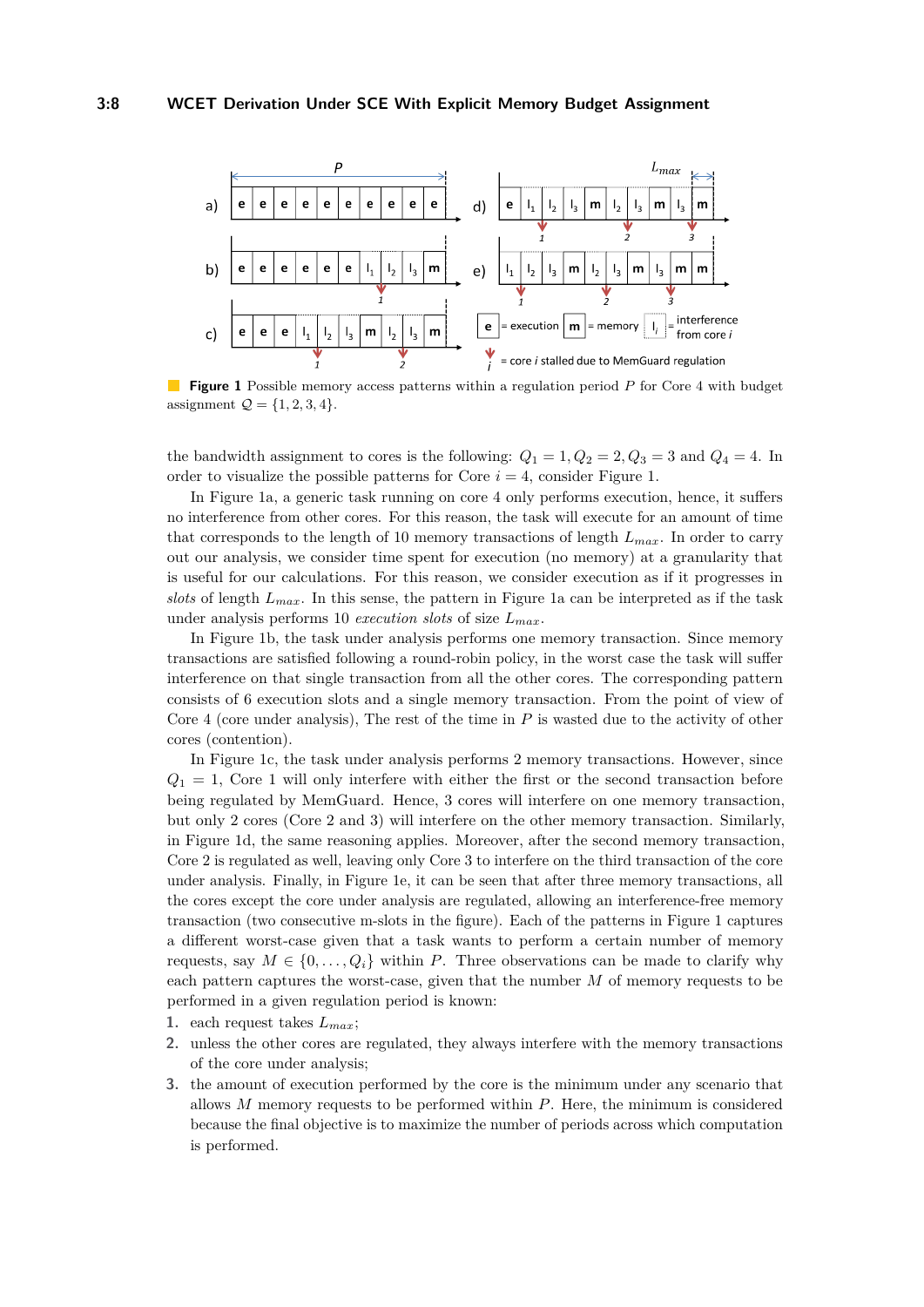**Figure 1** Possible memory access patterns within a regulation period $P$ for Core 4 with budget assignment $\mathcal{Q} = \{1, 2, 3, 4\}$.

the bandwidth assignment to cores is the following: $Q_1 = 1, Q_2 = 2, Q_3 = 3$ and $Q_4 = 4$. In order to visualize the possible patterns for Core $i = 4$, consider Figure 1.

In Figure 1a, a generic task running on core 4 only performs execution, hence, it suffers no interference from other cores. For this reason, the task will execute for an amount of time that corresponds to the length of 10 memory transactions of length $L_{max}$. In order to carry out our analysis, we consider time spent for execution (no memory) at a granularity that is useful for our calculations. For this reason, we consider execution as if it progresses in *slots* of length $L_{max}$. In this sense, the pattern in Figure 1a can be interpreted as if the task under analysis performs 10 *execution slots* of size $L_{max}$.

In Figure 1b, the task under analysis performs one memory transaction. Since memory transactions are satisfied following a round-robin policy, in the worst case the task will suffer interference on that single transaction from all the other cores. The corresponding pattern consists of 6 execution slots and a single memory transaction. From the point of view of Core 4 (core under analysis), The rest of the time in $P$ is wasted due to the activity of other cores (contention).

In Figure 1c, the task under analysis performs 2 memory transactions. However, since $Q_1 = 1$, Core 1 will only interfere with either the first or the second transaction before being regulated by MemGuard. Hence, 3 cores will interfere on one memory transaction, but only 2 cores (Core 2 and 3) will interfere on the other memory transaction. Similarly, in Figure 1d, the same reasoning applies. Moreover, after the second memory transaction, Core 2 is regulated as well, leaving only Core 3 to interfere on the third transaction of the core under analysis. Finally, in Figure 1e, it can be seen that after three memory transactions, all the cores except the core under analysis are regulated, allowing an interference-free memory transaction (two consecutive m-slots in the figure). Each of the patterns in Figure 1 captures a different worst-case given that a task wants to perform a certain number of memory requests, say $M \in \{0, \ldots, Q_i\}$ within $P$. Three observations can be made to clarify why each pattern captures the worst-case, given that the number $M$ of memory requests to be performed in a given regulation period is known:

1. each request takes $L_{max}$;
2. unless the other cores are regulated, they always interfere with the memory transactions of the core under analysis;
3. the amount of execution performed by the core is the minimum under any scenario that allows $M$ memory requests to be performed within $P$. Here, the minimum is considered because the final objective is to maximize the number of periods across which computation is performed.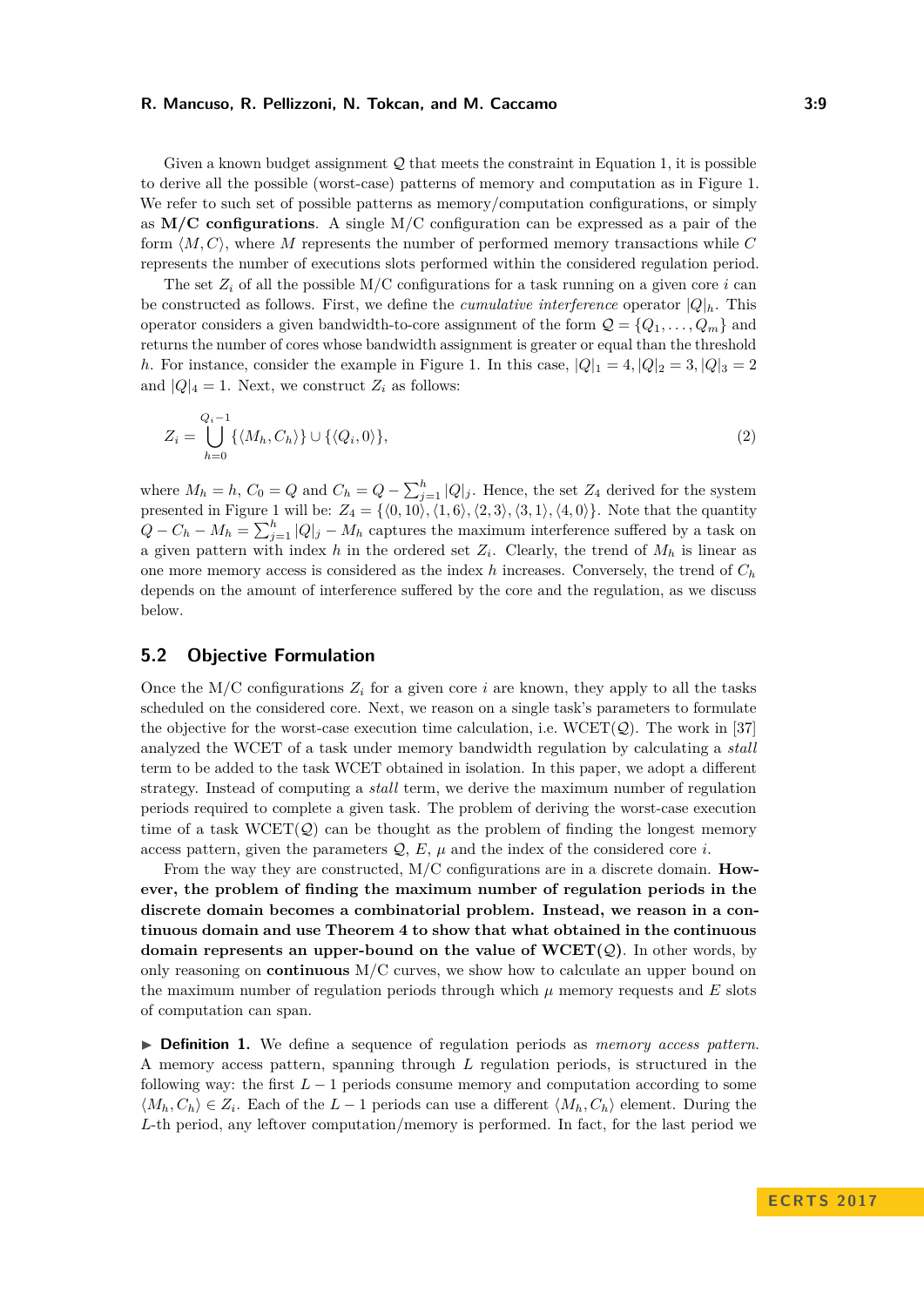Given a known budget assignment $\mathcal{Q}$ that meets the constraint in Equation 1, it is possible to derive all the possible (worst-case) patterns of memory and computation as in Figure 1. We refer to such set of possible patterns as memory/computation configurations, or simply as **M/C configurations**. A single M/C configuration can be expressed as a pair of the form $\langle M, C\rangle$, where $M$ represents the number of performed memory transactions while $C$ represents the number of executions slots performed within the considered regulation period.

The set $Z_i$ of all the possible M/C configurations for a task running on a given core $i$ can be constructed as follows. First, we define the *cumulative interference* operator $|Q|_h$. This operator considers a given bandwidth-to-core assignment of the form $\mathcal{Q} = \{Q_1, \ldots, Q_m\}$ and returns the number of cores whose bandwidth assignment is greater or equal than the threshold $h$. For instance, consider the example in Figure 1. In this case, $|Q|_1 = 4, |Q|_2 = 3, |Q|_3 = 2$ and $|Q|_4 = 1$. Next, we construct $Z_i$ as follows:

$$Z_i = \bigcup_{h=0}^{Q_i - 1} \{\langle M_h, C_h\rangle\} \cup \{\langle Q_i, 0\rangle\}, \tag{2}$$

where $M_h = h$, $C_0 = Q$ and $C_h = Q - \sum_{j=1}^{h} |Q|_j$. Hence, the set $Z_4$ derived for the system presented in Figure 1 will be: $Z_4 = \{\langle 0, 10\rangle, \langle 1, 6\rangle, \langle 2, 3\rangle, \langle 3, 1\rangle, \langle 4, 0\rangle\}$. Note that the quantity $Q - C_h - M_h = \sum_{j=1}^{h} |Q|_j - M_h$ captures the maximum interference suffered by a task on a given pattern with index $h$ in the ordered set $Z_i$. Clearly, the trend of $M_h$ is linear as one more memory access is considered as the index $h$ increases. Conversely, the trend of $C_h$ depends on the amount of interference suffered by the core and the regulation, as we discuss below.

## 5.2 Objective Formulation

Once the M/C configurations $Z_i$ for a given core $i$ are known, they apply to all the tasks scheduled on the considered core. Next, we reason on a single task's parameters to formulate the objective for the worst-case execution time calculation, i.e. WCET($\mathcal{Q}$). The work in [37] analyzed the WCET of a task under memory bandwidth regulation by calculating a *stall* term to be added to the task WCET obtained in isolation. In this paper, we adopt a different strategy. Instead of computing a *stall* term, we derive the maximum number of regulation periods required to complete a given task. The problem of deriving the worst-case execution time of a task WCET($\mathcal{Q}$) can be thought as the problem of finding the longest memory access pattern, given the parameters $\mathcal{Q}$, $E$, $\mu$ and the index of the considered core $i$.

From the way they are constructed, M/C configurations are in a discrete domain. **However, the problem of finding the maximum number of regulation periods in the discrete domain becomes a combinatorial problem. Instead, we reason in a continuous domain and use Theorem 4 to show that what obtained in the continuous domain represents an upper-bound on the value of WCET($\mathcal{Q}$).** In other words, by only reasoning on **continuous** M/C curves, we show how to calculate an upper bound on the maximum number of regulation periods through which $\mu$ memory requests and $E$ slots of computation can span.

▶ **Definition 1.** We define a sequence of regulation periods as *memory access pattern*. A memory access pattern, spanning through $L$ regulation periods, is structured in the following way: the first $L - 1$ periods consume memory and computation according to some $\langle M_h, C_h\rangle \in Z_i$. Each of the $L - 1$ periods can use a different $\langle M_h, C_h\rangle$ element. During the $L$-th period, any leftover computation/memory is performed. In fact, for the last period we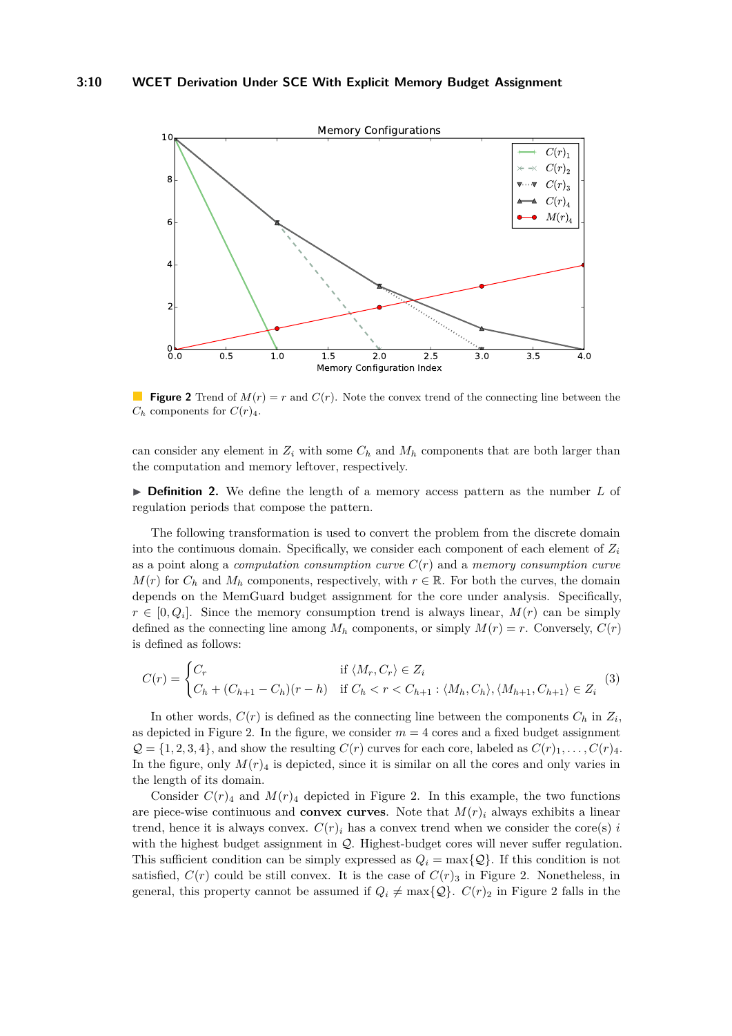**Figure 2** Trend of $M(r) = r$ and $C(r)$. Note the convex trend of the connecting line between the $C_h$ components for $C(r)_4$.

can consider any element in $Z_i$ with some $C_h$ and $M_h$ components that are both larger than the computation and memory leftover, respectively.

▶ **Definition 2.** We define the length of a memory access pattern as the number $L$ of regulation periods that compose the pattern.

The following transformation is used to convert the problem from the discrete domain into the continuous domain. Specifically, we consider each component of each element of $Z_i$ as a point along a *computation consumption curve* $C(r)$ and a *memory consumption curve* $M(r)$ for $C_h$ and $M_h$ components, respectively, with $r \in \mathbb{R}$. For both the curves, the domain depends on the MemGuard budget assignment for the core under analysis. Specifically, $r \in [0, Q_i]$. Since the memory consumption trend is always linear, $M(r)$ can be simply defined as the connecting line among $M_h$ components, or simply $M(r) = r$. Conversely, $C(r)$ is defined as follows:

$$C(r) = \begin{cases} C_r & \text{if } \langle M_r, C_r \rangle \in Z_i \\ C_h + (C_{h+1} - C_h)(r - h) & \text{if } C_h < r < C_{h+1} : \langle M_h, C_h \rangle, \langle M_{h+1}, C_{h+1} \rangle \in Z_i \end{cases} \tag{3}$$

In other words, $C(r)$ is defined as the connecting line between the components $C_h$ in $Z_i$, as depicted in Figure 2. In the figure, we consider $m = 4$ cores and a fixed budget assignment $\mathcal{Q} = \{1, 2, 3, 4\}$, and show the resulting $C(r)$ curves for each core, labeled as $C(r)_1, \ldots, C(r)_4$. In the figure, only $M(r)_4$ is depicted, since it is similar on all the cores and only varies in the length of its domain.

Consider $C(r)_4$ and $M(r)_4$ depicted in Figure 2. In this example, the two functions are piece-wise continuous and **convex curves**. Note that $M(r)_i$ always exhibits a linear trend, hence it is always convex. $C(r)_i$ has a convex trend when we consider the core(s) $i$ with the highest budget assignment in $\mathcal{Q}$. Highest-budget cores will never suffer regulation. This sufficient condition can be simply expressed as $Q_i = \max\{\mathcal{Q}\}$. If this condition is not satisfied, $C(r)$ could be still convex. It is the case of $C(r)_3$ in Figure 2. Nonetheless, in general, this property cannot be assumed if $Q_i \neq \max\{\mathcal{Q}\}$. $C(r)_2$ in Figure 2 falls in the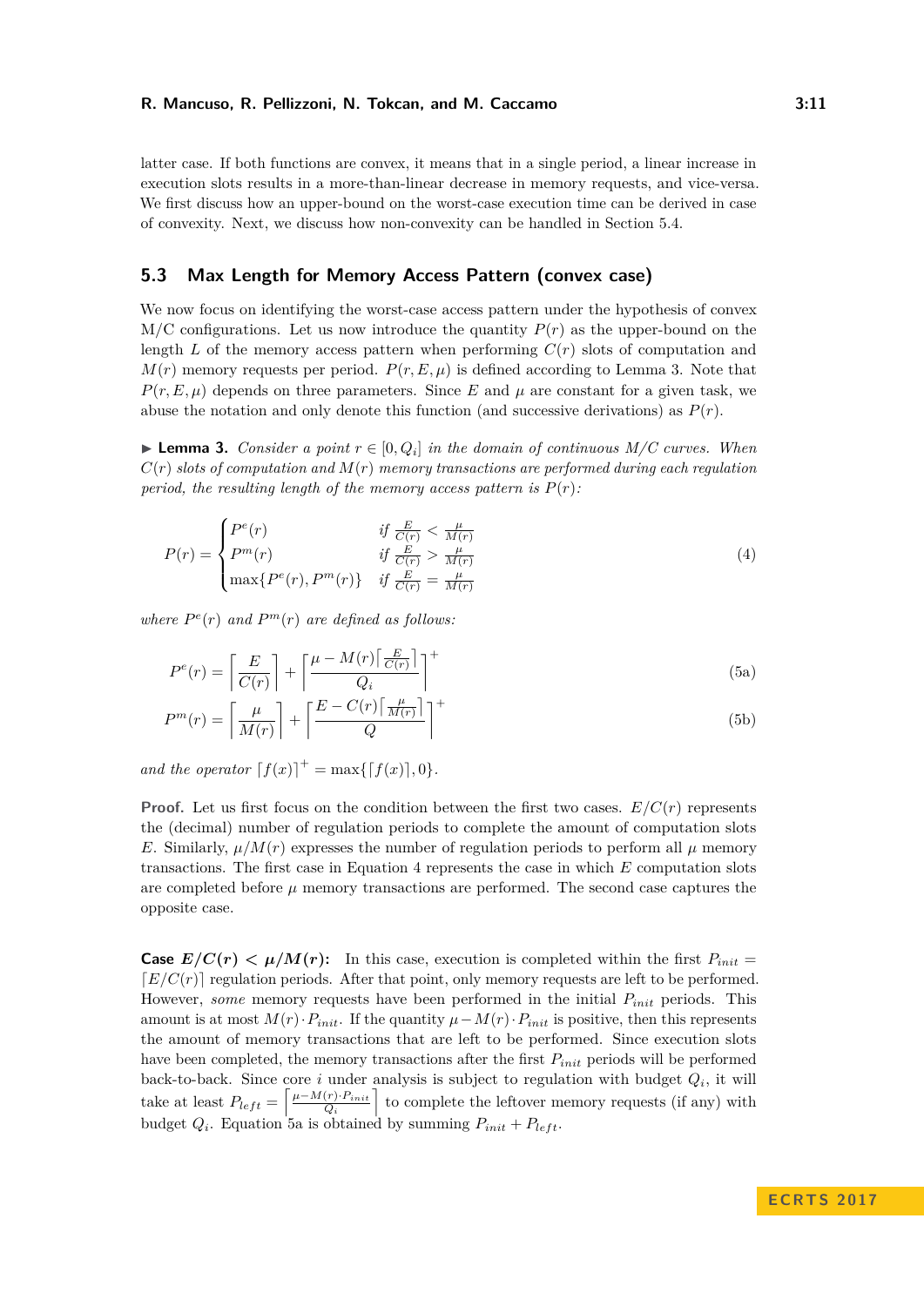latter case. If both functions are convex, it means that in a single period, a linear increase in execution slots results in a more-than-linear decrease in memory requests, and vice-versa. We first discuss how an upper-bound on the worst-case execution time can be derived in case of convexity. Next, we discuss how non-convexity can be handled in Section 5.4.

### 5.3 Max Length for Memory Access Pattern (convex case)

We now focus on identifying the worst-case access pattern under the hypothesis of convex M/C configurations. Let us now introduce the quantity $P(r)$ as the upper-bound on the length $L$ of the memory access pattern when performing $C(r)$ slots of computation and $M(r)$ memory requests per period. $P(r, E, \mu)$ is defined according to Lemma 3. Note that $P(r, E, \mu)$ depends on three parameters. Since $E$ and $\mu$ are constant for a given task, we abuse the notation and only denote this function (and successive derivations) as $P(r)$.

▶ **Lemma 3.** *Consider a point $r \in [0, Q_i]$ in the domain of continuous M/C curves. When $C(r)$ slots of computation and $M(r)$ memory transactions are performed during each regulation period, the resulting length of the memory access pattern is $P(r)$:*

$$P(r) = \begin{cases} P^e(r) & \text{if } \frac{E}{C(r)} < \frac{\mu}{M(r)} \\ P^m(r) & \text{if } \frac{E}{C(r)} > \frac{\mu}{M(r)} \\ \max\{P^e(r), P^m(r)\} & \text{if } \frac{E}{C(r)} = \frac{\mu}{M(r)} \end{cases} \tag{4}$$

*where $P^e(r)$ and $P^m(r)$ are defined as follows:*

$$P^e(r) = \left\lceil \frac{E}{C(r)} \right\rceil + \left\lceil \frac{\mu - M(r)\left\lceil \frac{E}{C(r)} \right\rceil}{Q_i} \right\rceil^+ \tag{5a}$$

$$P^m(r) = \left\lceil \frac{\mu}{M(r)} \right\rceil + \left\lceil \frac{E - C(r)\left\lceil \frac{\mu}{M(r)} \right\rceil}{Q} \right\rceil^+ \tag{5b}$$

*and the operator $\lceil f(x) \rceil^+ = \max\{\lceil f(x) \rceil, 0\}$.*

**Proof.** Let us first focus on the condition between the first two cases. $E/C(r)$ represents the (decimal) number of regulation periods to complete the amount of computation slots $E$. Similarly, $\mu/M(r)$ expresses the number of regulation periods to perform all $\mu$ memory transactions. The first case in Equation 4 represents the case in which $E$ computation slots are completed before $\mu$ memory transactions are performed. The second case captures the opposite case.

**Case $E/C(r) < \mu/M(r)$:** In this case, execution is completed within the first $P_{init} = \lceil E/C(r) \rceil$ regulation periods. After that point, only memory requests are left to be performed. However, *some* memory requests have been performed in the initial $P_{init}$ periods. This amount is at most $M(r) \cdot P_{init}$. If the quantity $\mu - M(r) \cdot P_{init}$ is positive, then this represents the amount of memory transactions that are left to be performed. Since execution slots have been completed, the memory transactions after the first $P_{init}$ periods will be performed back-to-back. Since core $i$ under analysis is subject to regulation with budget $Q_i$, it will take at least $P_{left} = \left\lceil \frac{\mu - M(r) \cdot P_{init}}{Q_i} \right\rceil$ to complete the leftover memory requests (if any) with budget $Q_i$. Equation 5a is obtained by summing $P_{init} + P_{left}$.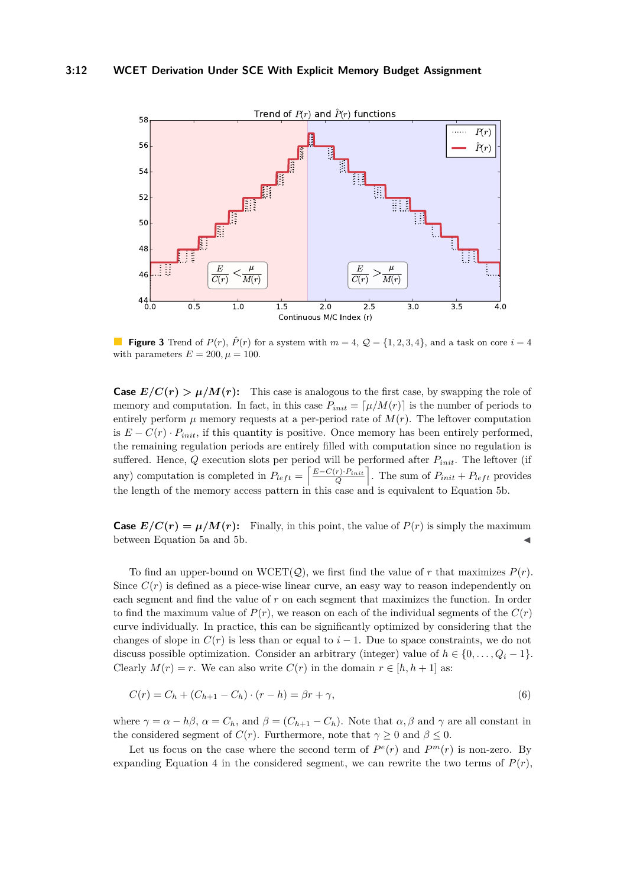**Figure 3** Trend of $P(r)$, $\hat{P}(r)$ for a system with $m = 4$, $\mathcal{Q} = \{1, 2, 3, 4\}$, and a task on core $i = 4$ with parameters $E = 200, \mu = 100$.

**Case $E/C(r) > \mu/M(r)$:** This case is analogous to the first case, by swapping the role of memory and computation. In fact, in this case $P_{init} = \lceil \mu/M(r) \rceil$ is the number of periods to entirely perform $\mu$ memory requests at a per-period rate of $M(r)$. The leftover computation is $E - C(r) \cdot P_{init}$, if this quantity is positive. Once memory has been entirely performed, the remaining regulation periods are entirely filled with computation since no regulation is suffered. Hence, $Q$ execution slots per period will be performed after $P_{init}$. The leftover (if any) computation is completed in $P_{left} = \left\lceil \frac{E - C(r) \cdot P_{init}}{Q} \right\rceil$. The sum of $P_{init} + P_{left}$ provides the length of the memory access pattern in this case and is equivalent to Equation 5b.

**Case $E/C(r) = \mu/M(r)$:** Finally, in this point, the value of $P(r)$ is simply the maximum between Equation 5a and 5b. ◀

To find an upper-bound on WCET($\mathcal{Q}$), we first find the value of $r$ that maximizes $P(r)$. Since $C(r)$ is defined as a piece-wise linear curve, an easy way to reason independently on each segment and find the value of $r$ on each segment that maximizes the function. In order to find the maximum value of $P(r)$, we reason on each of the individual segments of the $C(r)$ curve individually. In practice, this can be significantly optimized by considering that the changes of slope in $C(r)$ is less than or equal to $i - 1$. Due to space constraints, we do not discuss possible optimization. Consider an arbitrary (integer) value of $h \in \{0, \ldots, Q_i - 1\}$. Clearly $M(r) = r$. We can also write $C(r)$ in the domain $r \in [h, h + 1]$ as:

$$C(r) = C_h + (C_{h+1} - C_h) \cdot (r - h) = \beta r + \gamma, \tag{6}$$

where $\gamma = \alpha - h\beta$, $\alpha = C_h$, and $\beta = (C_{h+1} - C_h)$. Note that $\alpha, \beta$ and $\gamma$ are all constant in the considered segment of $C(r)$. Furthermore, note that $\gamma \geq 0$ and $\beta \leq 0$.

Let us focus on the case where the second term of $P^e(r)$ and $P^m(r)$ is non-zero. By expanding Equation 4 in the considered segment, we can rewrite the two terms of $P(r)$,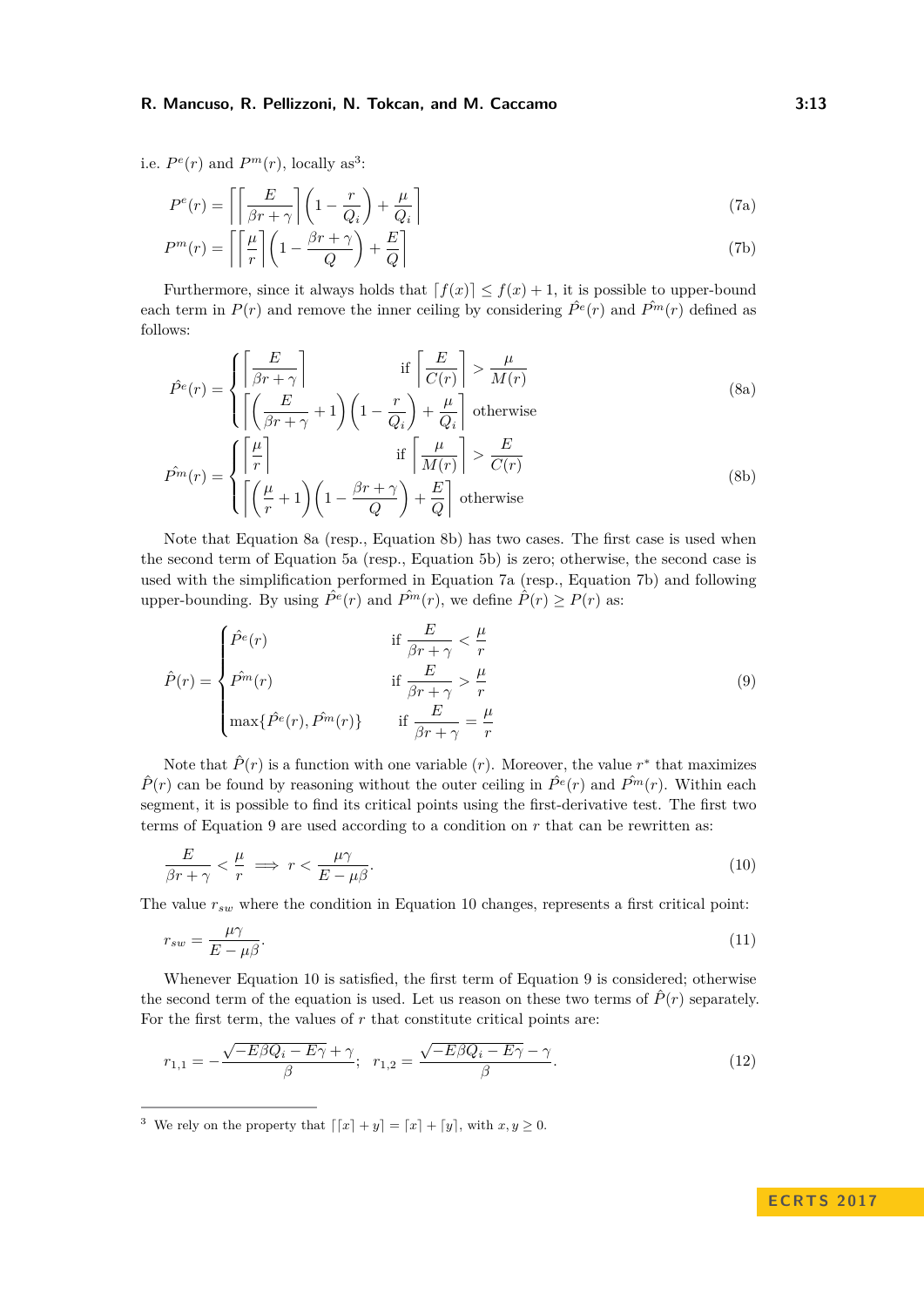i.e. $P^e(r)$ and $P^m(r)$, locally as[3]:

$$P^e(r) = \left\lceil \left\lceil \frac{E}{\beta r + \gamma} \right\rceil \left(1 - \frac{r}{Q_i}\right) + \frac{\mu}{Q_i} \right\rceil \tag{7a}$$

$$P^m(r) = \left\lceil \left\lceil \frac{\mu}{r} \right\rceil \left(1 - \frac{\beta r + \gamma}{Q}\right) + \frac{E}{Q} \right\rceil \tag{7b}$$

Furthermore, since it always holds that $\lceil f(x) \rceil \leq f(x) + 1$, it is possible to upper-bound each term in $P(r)$ and remove the inner ceiling by considering $\hat{P^e}(r)$ and $\hat{P^m}(r)$ defined as follows:

$$\hat{P^e}(r) = \begin{cases} \left\lceil \frac{E}{\beta r + \gamma} \right\rceil & \text{if } \left\lceil \frac{E}{C(r)} \right\rceil > \frac{\mu}{M(r)} \\ \left\lceil \left(\frac{E}{\beta r + \gamma} + 1\right)\left(1 - \frac{r}{Q_i}\right) + \frac{\mu}{Q_i} \right\rceil & \text{otherwise} \end{cases} \tag{8a}$$

$$\hat{P^m}(r) = \begin{cases} \left\lceil \frac{\mu}{r} \right\rceil & \text{if } \left\lceil \frac{\mu}{M(r)} \right\rceil > \frac{E}{C(r)} \\ \left\lceil \left(\frac{\mu}{r} + 1\right)\left(1 - \frac{\beta r + \gamma}{Q}\right) + \frac{E}{Q} \right\rceil & \text{otherwise} \end{cases} \tag{8b}$$

Note that Equation 8a (resp., Equation 8b) has two cases. The first case is used when the second term of Equation 5a (resp., Equation 5b) is zero; otherwise, the second case is used with the simplification performed in Equation 7a (resp., Equation 7b) and following upper-bounding. By using $\hat{P^e}(r)$ and $\hat{P^m}(r)$, we define $\hat{P}(r) \geq P(r)$ as:

$$\hat{P}(r) = \begin{cases} \hat{P^e}(r) & \text{if } \frac{E}{\beta r + \gamma} < \frac{\mu}{r} \\ \hat{P^m}(r) & \text{if } \frac{E}{\beta r + \gamma} > \frac{\mu}{r} \\ \max\{\hat{P^e}(r), \hat{P^m}(r)\} & \text{if } \frac{E}{\beta r + \gamma} = \frac{\mu}{r} \end{cases} \tag{9}$$

Note that $\hat{P}(r)$ is a function with one variable $(r)$. Moreover, the value $r^*$ that maximizes $\hat{P}(r)$ can be found by reasoning without the outer ceiling in $\hat{P^e}(r)$ and $\hat{P^m}(r)$. Within each segment, it is possible to find its critical points using the first-derivative test. The first two terms of Equation 9 are used according to a condition on $r$ that can be rewritten as:

$$\frac{E}{\beta r + \gamma} < \frac{\mu}{r} \implies r < \frac{\mu\gamma}{E - \mu\beta}. \tag{10}$$

The value $r_{sw}$ where the condition in Equation 10 changes, represents a first critical point:

$$r_{sw} = \frac{\mu\gamma}{E - \mu\beta}. \tag{11}$$

Whenever Equation 10 is satisfied, the first term of Equation 9 is considered; otherwise the second term of the equation is used. Let us reason on these two terms of $\hat{P}(r)$ separately. For the first term, the values of $r$ that constitute critical points are:

$$r_{1,1} = -\frac{\sqrt{-E\beta Q_i - E\gamma} + \gamma}{\beta}; \quad r_{1,2} = \frac{\sqrt{-E\beta Q_i - E\gamma} - \gamma}{\beta}. \tag{12}$$

[3] We rely on the property that $\lceil \lceil x \rceil + y \rceil = \lceil x \rceil + \lceil y \rceil$, with $x, y \geq 0$.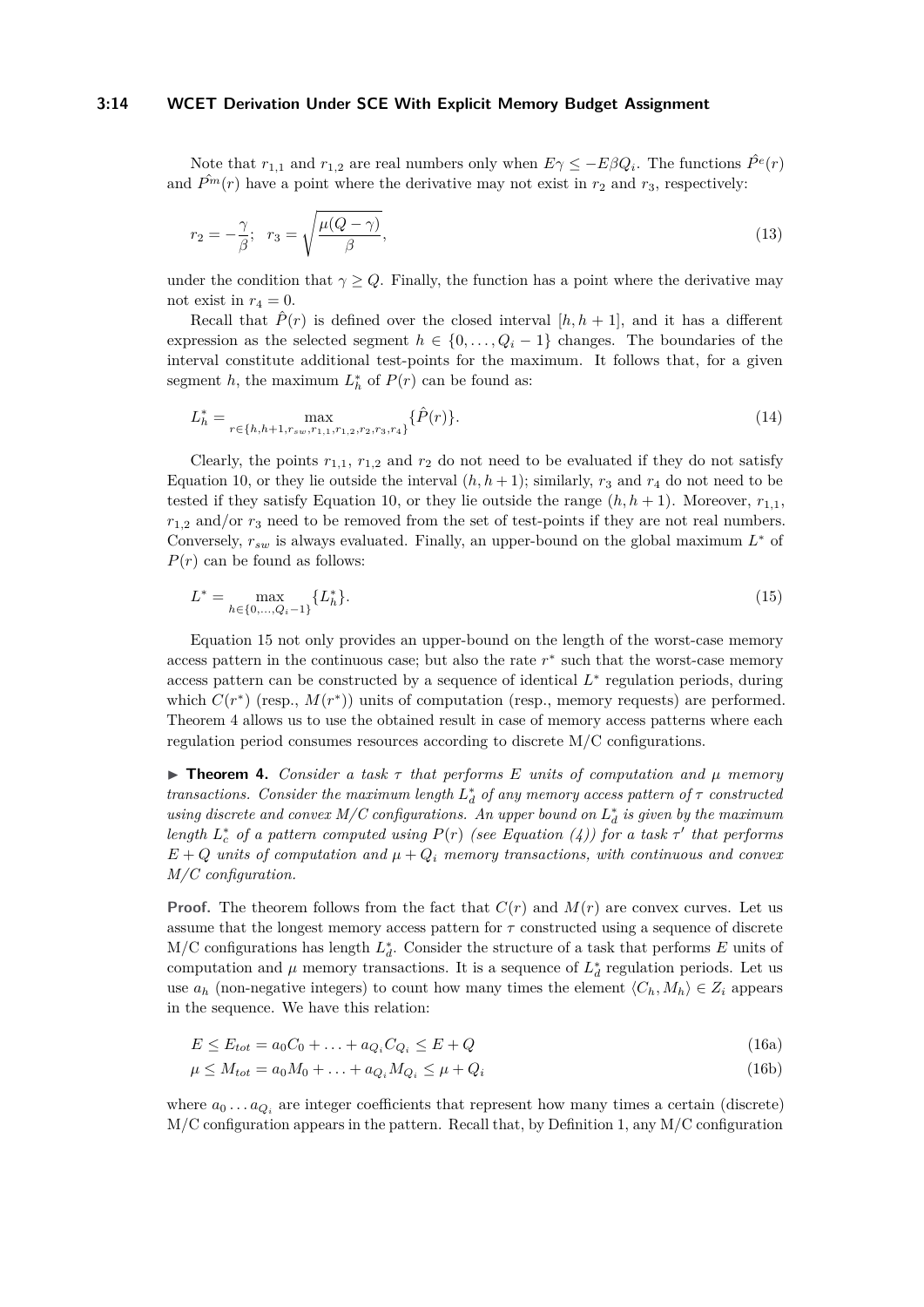Note that $r_{1,1}$ and $r_{1,2}$ are real numbers only when $E\gamma \leq -E\beta Q_i$. The functions $\hat{P^e}(r)$ and $\hat{P^m}(r)$ have a point where the derivative may not exist in $r_2$ and $r_3$, respectively:

$$r_2 = -\frac{\gamma}{\beta}; \quad r_3 = \sqrt{\frac{\mu(Q-\gamma)}{\beta}}, \tag{13}$$

under the condition that $\gamma \geq Q$. Finally, the function has a point where the derivative may not exist in $r_4 = 0$.

Recall that $\hat{P}(r)$ is defined over the closed interval $[h, h+1]$, and it has a different expression as the selected segment $h \in \{0, \ldots, Q_i - 1\}$ changes. The boundaries of the interval constitute additional test-points for the maximum. It follows that, for a given segment $h$, the maximum $L_h^*$ of $P(r)$ can be found as:

$$L_h^* = \max_{r \in \{h, h+1, r_{sw}, r_{1,1}, r_{1,2}, r_2, r_3, r_4\}} \{\hat{P}(r)\}. \tag{14}$$

Clearly, the points $r_{1,1}$, $r_{1,2}$ and $r_2$ do not need to be evaluated if they do not satisfy Equation 10, or they lie outside the interval $(h, h+1)$; similarly, $r_3$ and $r_4$ do not need to be tested if they satisfy Equation 10, or they lie outside the range $(h, h+1)$. Moreover, $r_{1,1}$, $r_{1,2}$ and/or $r_3$ need to be removed from the set of test-points if they are not real numbers. Conversely, $r_{sw}$ is always evaluated. Finally, an upper-bound on the global maximum $L^*$ of $P(r)$ can be found as follows:

$$L^* = \max_{h \in \{0, \ldots, Q_i - 1\}} \{L_h^*\}. \tag{15}$$

Equation 15 not only provides an upper-bound on the length of the worst-case memory access pattern in the continuous case; but also the rate $r^*$ such that the worst-case memory access pattern can be constructed by a sequence of identical $L^*$ regulation periods, during which $C(r^*)$ (resp., $M(r^*)$) units of computation (resp., memory requests) are performed. Theorem 4 allows us to use the obtained result in case of memory access patterns where each regulation period consumes resources according to discrete M/C configurations.

▶ **Theorem 4.** *Consider a task $\tau$ that performs $E$ units of computation and $\mu$ memory transactions. Consider the maximum length $L_d^*$ of any memory access pattern of $\tau$ constructed using discrete and convex M/C configurations. An upper bound on $L_d^*$ is given by the maximum length $L_c^*$ of a pattern computed using $P(r)$ (see Equation (4)) for a task $\tau'$ that performs $E + Q$ units of computation and $\mu + Q_i$ memory transactions, with continuous and convex M/C configuration.*

**Proof.** The theorem follows from the fact that $C(r)$ and $M(r)$ are convex curves. Let us assume that the longest memory access pattern for $\tau$ constructed using a sequence of discrete M/C configurations has length $L_d^*$. Consider the structure of a task that performs $E$ units of computation and $\mu$ memory transactions. It is a sequence of $L_d^*$ regulation periods. Let us use $a_h$ (non-negative integers) to count how many times the element $\langle C_h, M_h \rangle \in Z_i$ appears in the sequence. We have this relation:

$$E \leq E_{tot} = a_0 C_0 + \ldots + a_{Q_i} C_{Q_i} \leq E + Q \tag{16a}$$

$$\mu \leq M_{tot} = a_0 M_0 + \ldots + a_{Q_i} M_{Q_i} \leq \mu + Q_i \tag{16b}$$

where $a_0 \ldots a_{Q_i}$ are integer coefficients that represent how many times a certain (discrete) M/C configuration appears in the pattern. Recall that, by Definition 1, any M/C configuration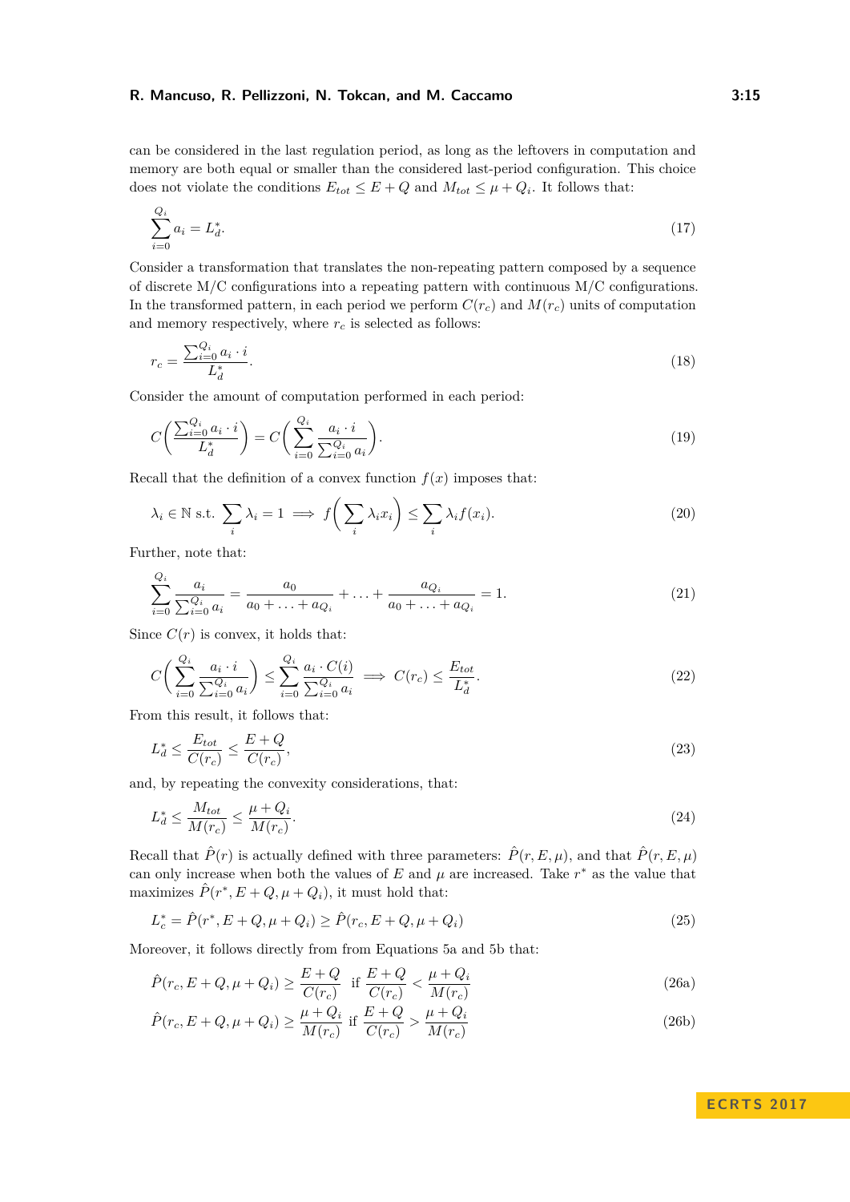can be considered in the last regulation period, as long as the leftovers in computation and memory are both equal or smaller than the considered last-period configuration. This choice does not violate the conditions $E_{tot} \leq E + Q$ and $M_{tot} \leq \mu + Q_i$. It follows that:

$$\sum_{i=0}^{Q_i} a_i = L_d^*. \tag{17}$$

Consider a transformation that translates the non-repeating pattern composed by a sequence of discrete M/C configurations into a repeating pattern with continuous M/C configurations. In the transformed pattern, in each period we perform $C(r_c)$ and $M(r_c)$ units of computation and memory respectively, where $r_c$ is selected as follows:

$$r_c = \frac{\sum_{i=0}^{Q_i} a_i \cdot i}{L_d^*}. \tag{18}$$

Consider the amount of computation performed in each period:

$$C\left(\frac{\sum_{i=0}^{Q_i} a_i \cdot i}{L_d^*}\right) = C\left(\sum_{i=0}^{Q_i} \frac{a_i \cdot i}{\sum_{i=0}^{Q_i} a_i}\right). \tag{19}$$

Recall that the definition of a convex function $f(x)$ imposes that:

$$\lambda_i \in \mathbb{N} \text{ s.t. } \sum_i \lambda_i = 1 \implies f\left(\sum_i \lambda_i x_i\right) \leq \sum_i \lambda_i f(x_i). \tag{20}$$

Further, note that:

$$\sum_{i=0}^{Q_i} \frac{a_i}{\sum_{i=0}^{Q_i} a_i} = \frac{a_0}{a_0 + \ldots + a_{Q_i}} + \ldots + \frac{a_{Q_i}}{a_0 + \ldots + a_{Q_i}} = 1. \tag{21}$$

Since $C(r)$ is convex, it holds that:

$$C\left(\sum_{i=0}^{Q_i} \frac{a_i \cdot i}{\sum_{i=0}^{Q_i} a_i}\right) \leq \sum_{i=0}^{Q_i} \frac{a_i \cdot C(i)}{\sum_{i=0}^{Q_i} a_i} \implies C(r_c) \leq \frac{E_{tot}}{L_d^*}. \tag{22}$$

From this result, it follows that:

$$L_d^* \leq \frac{E_{tot}}{C(r_c)} \leq \frac{E+Q}{C(r_c)}, \tag{23}$$

and, by repeating the convexity considerations, that:

$$L_d^* \leq \frac{M_{tot}}{M(r_c)} \leq \frac{\mu + Q_i}{M(r_c)}. \tag{24}$$

Recall that $\hat{P}(r)$ is actually defined with three parameters: $\hat{P}(r, E, \mu)$, and that $\hat{P}(r, E, \mu)$ can only increase when both the values of $E$ and $\mu$ are increased. Take $r^*$ as the value that maximizes $\hat{P}(r^*, E + Q, \mu + Q_i)$, it must hold that:

$$L_c^* = \hat{P}(r^*, E + Q, \mu + Q_i) \geq \hat{P}(r_c, E + Q, \mu + Q_i) \tag{25}$$

Moreover, it follows directly from from Equations 5a and 5b that:

$$\hat{P}(r_c, E + Q, \mu + Q_i) \geq \frac{E+Q}{C(r_c)} \quad \text{if} \quad \frac{E+Q}{C(r_c)} < \frac{\mu + Q_i}{M(r_c)} \tag{26a}$$

$$\hat{P}(r_c, E + Q, \mu + Q_i) \geq \frac{\mu + Q_i}{M(r_c)} \quad \text{if} \quad \frac{E+Q}{C(r_c)} > \frac{\mu + Q_i}{M(r_c)} \tag{26b}$$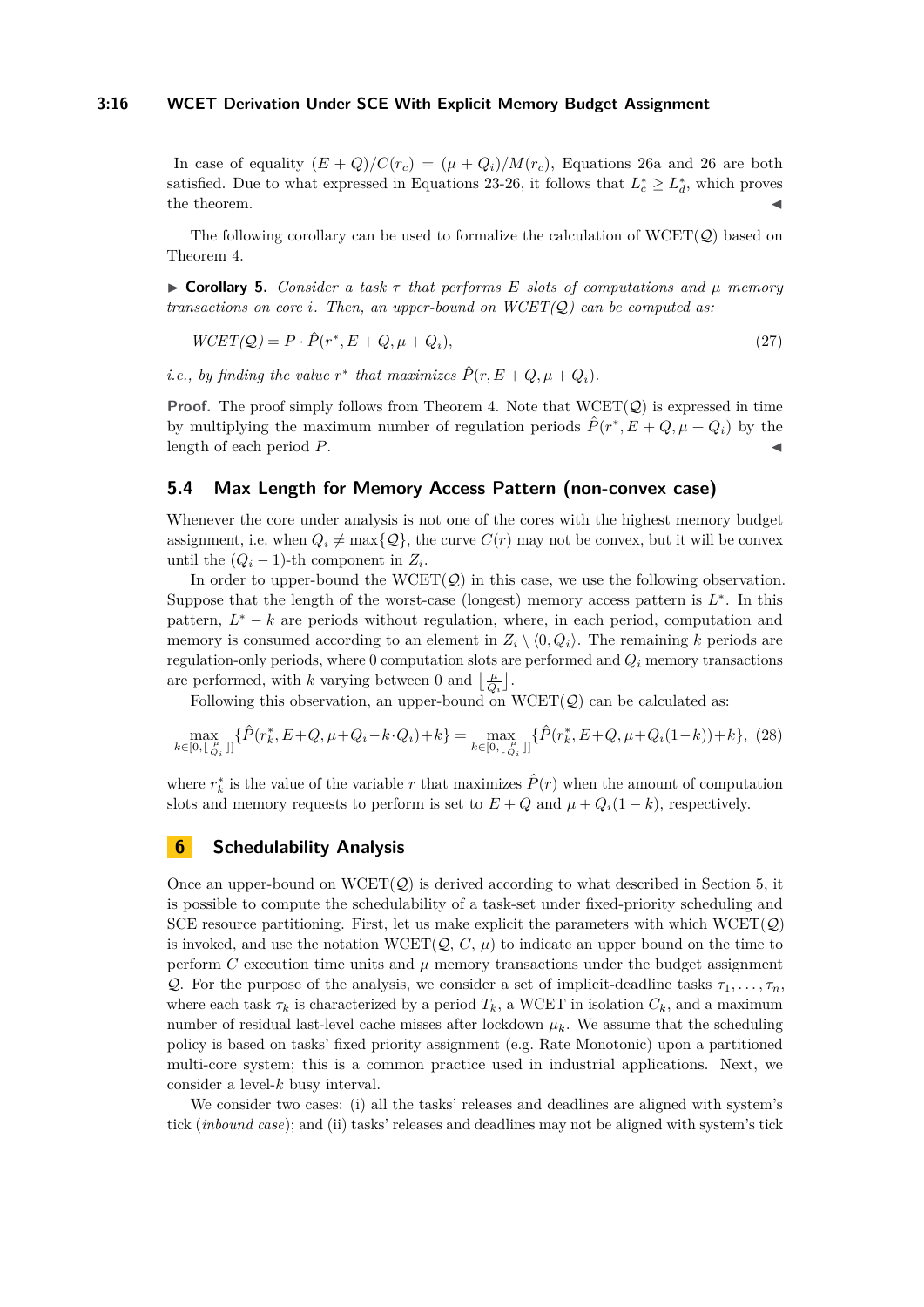In case of equality $(E + Q)/C(r_c) = (\mu + Q_i)/M(r_c)$, Equations 26a and 26 are both satisfied. Due to what expressed in Equations 23-26, it follows that $L_c^* \geq L_d^*$, which proves the theorem. ◀

The following corollary can be used to formalize the calculation of WCET($\mathcal{Q}$) based on Theorem 4.

▶ **Corollary 5.** *Consider a task $\tau$ that performs $E$ slots of computations and $\mu$ memory transactions on core $i$. Then, an upper-bound on WCET($\mathcal{Q}$) can be computed as:*

$$WCET(\mathcal{Q}) = P \cdot \hat{P}(r^*, E + Q, \mu + Q_i), \tag{27}$$

*i.e., by finding the value $r^*$ that maximizes $\hat{P}(r, E + Q, \mu + Q_i)$.*

**Proof.** The proof simply follows from Theorem 4. Note that WCET($\mathcal{Q}$) is expressed in time by multiplying the maximum number of regulation periods $\hat{P}(r^*, E + Q, \mu + Q_i)$ by the length of each period $P$. ◀

## 5.4 Max Length for Memory Access Pattern (non-convex case)

Whenever the core under analysis is not one of the cores with the highest memory budget assignment, i.e. when $Q_i \neq \max\{\mathcal{Q}\}$, the curve $C(r)$ may not be convex, but it will be convex until the $(Q_i - 1)$-th component in $Z_i$.

In order to upper-bound the WCET($\mathcal{Q}$) in this case, we use the following observation. Suppose that the length of the worst-case (longest) memory access pattern is $L^*$. In this pattern, $L^* - k$ are periods without regulation, where, in each period, computation and memory is consumed according to an element in $Z_i \setminus \langle 0, Q_i \rangle$. The remaining $k$ periods are regulation-only periods, where 0 computation slots are performed and $Q_i$ memory transactions are performed, with $k$ varying between 0 and $\left\lfloor \frac{\mu}{Q_i} \right\rfloor$.

Following this observation, an upper-bound on WCET($\mathcal{Q}$) can be calculated as:

$$\max_{k \in [0, \lfloor \frac{\mu}{Q_i} \rfloor]} \{\hat{P}(r_k^*, E+Q, \mu+Q_i-k \cdot Q_i)+k\} = \max_{k \in [0, \lfloor \frac{\mu}{Q_i} \rfloor]} \{\hat{P}(r_k^*, E+Q, \mu+Q_i(1-k))+k\}, \tag{28}$$

where $r_k^*$ is the value of the variable $r$ that maximizes $\hat{P}(r)$ when the amount of computation slots and memory requests to perform is set to $E + Q$ and $\mu + Q_i(1 - k)$, respectively.

# 6 Schedulability Analysis

Once an upper-bound on WCET($\mathcal{Q}$) is derived according to what described in Section 5, it is possible to compute the schedulability of a task-set under fixed-priority scheduling and SCE resource partitioning. First, let us make explicit the parameters with which WCET($\mathcal{Q}$) is invoked, and use the notation WCET($\mathcal{Q}$, $C$, $\mu$) to indicate an upper bound on the time to perform $C$ execution time units and $\mu$ memory transactions under the budget assignment $\mathcal{Q}$. For the purpose of the analysis, we consider a set of implicit-deadline tasks $\tau_1, \ldots, \tau_n$, where each task $\tau_k$ is characterized by a period $T_k$, a WCET in isolation $C_k$, and a maximum number of residual last-level cache misses after lockdown $\mu_k$. We assume that the scheduling policy is based on tasks' fixed priority assignment (e.g. Rate Monotonic) upon a partitioned multi-core system; this is a common practice used in industrial applications. Next, we consider a level-$k$ busy interval.

We consider two cases: (i) all the tasks' releases and deadlines are aligned with system's tick (*inbound case*); and (ii) tasks' releases and deadlines may not be aligned with system's tick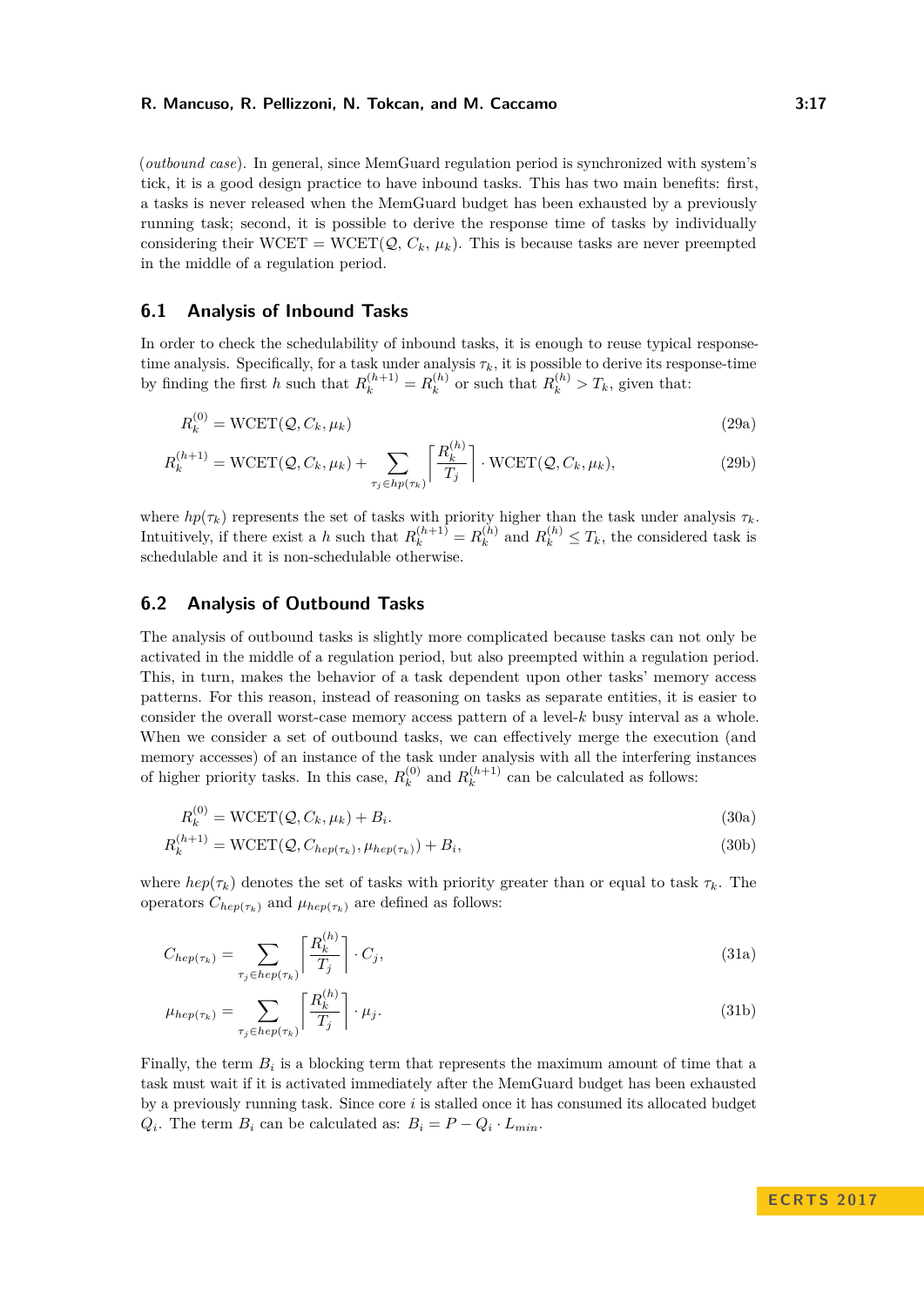(*outbound case*). In general, since MemGuard regulation period is synchronized with system's tick, it is a good design practice to have inbound tasks. This has two main benefits: first, a tasks is never released when the MemGuard budget has been exhausted by a previously running task; second, it is possible to derive the response time of tasks by individually considering their WCET = WCET($\mathcal{Q}$, $C_k$, $\mu_k$). This is because tasks are never preempted in the middle of a regulation period.

## 6.1 Analysis of Inbound Tasks

In order to check the schedulability of inbound tasks, it is enough to reuse typical response-time analysis. Specifically, for a task under analysis $\tau_k$, it is possible to derive its response-time by finding the first $h$ such that $R_k^{(h+1)} = R_k^{(h)}$ or such that $R_k^{(h)} > T_k$, given that:

$$R_k^{(0)} = \mathrm{WCET}(\mathcal{Q}, C_k, \mu_k) \tag{29a}$$

$$R_k^{(h+1)} = \mathrm{WCET}(\mathcal{Q}, C_k, \mu_k) + \sum_{\tau_j \in hp(\tau_k)} \left\lceil \frac{R_k^{(h)}}{T_j} \right\rceil \cdot \mathrm{WCET}(\mathcal{Q}, C_j, \mu_j), \tag{29b}$$

where $hp(\tau_k)$ represents the set of tasks with priority higher than the task under analysis $\tau_k$. Intuitively, if there exist a $h$ such that $R_k^{(h+1)} = R_k^{(h)}$ and $R_k^{(h)} \leq T_k$, the considered task is schedulable and it is non-schedulable otherwise.

## 6.2 Analysis of Outbound Tasks

The analysis of outbound tasks is slightly more complicated because tasks can not only be activated in the middle of a regulation period, but also preempted within a regulation period. This, in turn, makes the behavior of a task dependent upon other tasks' memory access patterns. For this reason, instead of reasoning on tasks as separate entities, it is easier to consider the overall worst-case memory access pattern of a level-$k$ busy interval as a whole. When we consider a set of outbound tasks, we can effectively merge the execution (and memory accesses) of an instance of the task under analysis with all the interfering instances of higher priority tasks. In this case, $R_k^{(0)}$ and $R_k^{(h+1)}$ can be calculated as follows:

$$R_k^{(0)} = \mathrm{WCET}(\mathcal{Q}, C_k, \mu_k) + B_i. \tag{30a}$$

$$R_k^{(h+1)} = \mathrm{WCET}(\mathcal{Q}, C_{hep(\tau_k)}, \mu_{hep(\tau_k)}) + B_i, \tag{30b}$$

where $hep(\tau_k)$ denotes the set of tasks with priority greater than or equal to task $\tau_k$. The operators $C_{hep(\tau_k)}$ and $\mu_{hep(\tau_k)}$ are defined as follows:

$$C_{hep(\tau_k)} = \sum_{\tau_j \in hep(\tau_k)} \left\lceil \frac{R_k^{(h)}}{T_j} \right\rceil \cdot C_j, \tag{31a}$$

$$\mu_{hep(\tau_k)} = \sum_{\tau_j \in hep(\tau_k)} \left\lceil \frac{R_k^{(h)}}{T_j} \right\rceil \cdot \mu_j. \tag{31b}$$

Finally, the term $B_i$ is a blocking term that represents the maximum amount of time that a task must wait if it is activated immediately after the MemGuard budget has been exhausted by a previously running task. Since core $i$ is stalled once it has consumed its allocated budget $Q_i$. The term $B_i$ can be calculated as: $B_i = P - Q_i \cdot L_{min}$.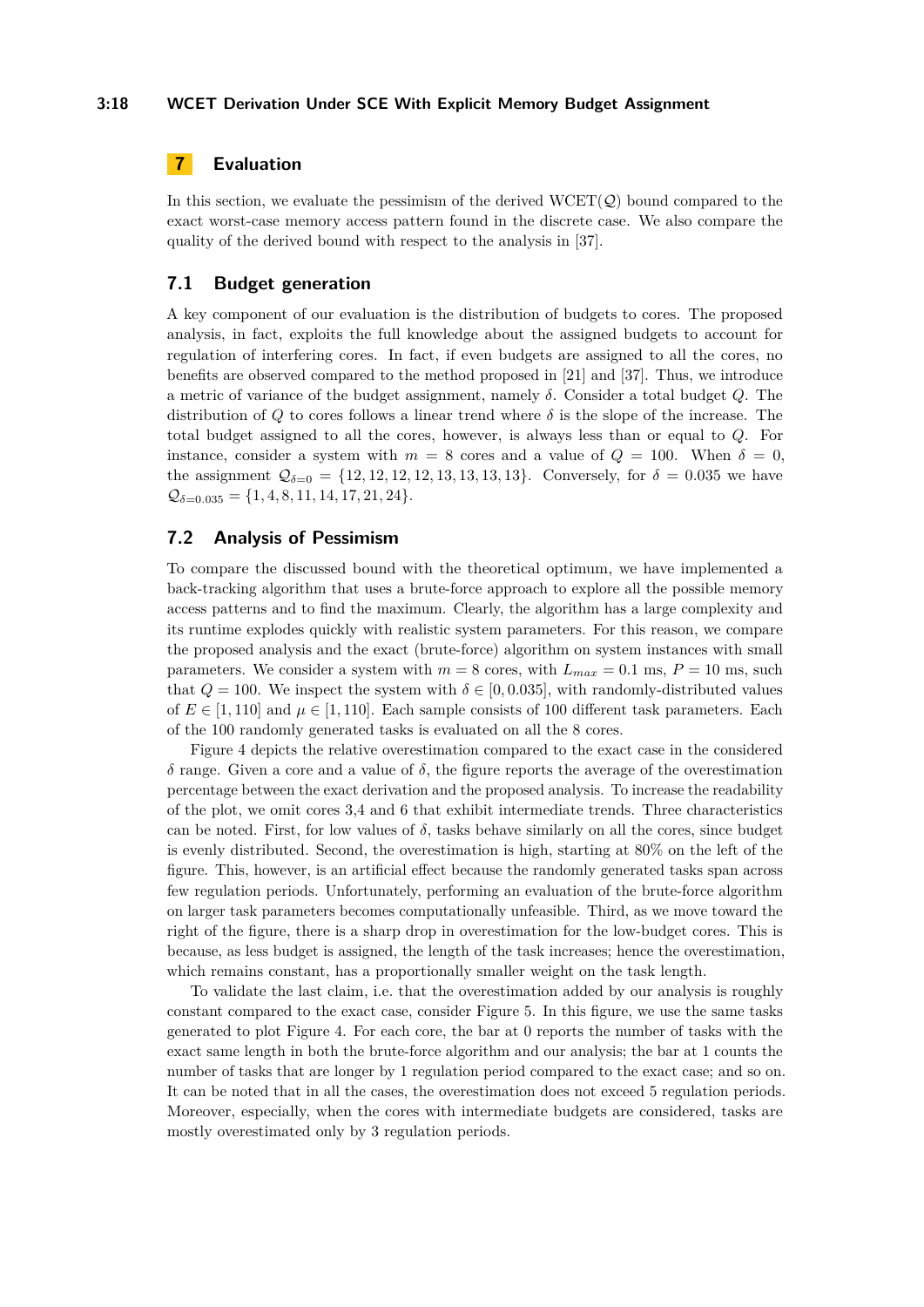## 7 Evaluation

In this section, we evaluate the pessimism of the derived WCET($\mathcal{Q}$) bound compared to the exact worst-case memory access pattern found in the discrete case. We also compare the quality of the derived bound with respect to the analysis in [37].

### 7.1 Budget generation

A key component of our evaluation is the distribution of budgets to cores. The proposed analysis, in fact, exploits the full knowledge about the assigned budgets to account for regulation of interfering cores. In fact, if even budgets are assigned to all the cores, no benefits are observed compared to the method proposed in [21] and [37]. Thus, we introduce a metric of variance of the budget assignment, namely $\delta$. Consider a total budget $Q$. The distribution of $Q$ to cores follows a linear trend where $\delta$ is the slope of the increase. The total budget assigned to all the cores, however, is always less than or equal to $Q$. For instance, consider a system with $m = 8$ cores and a value of $Q = 100$. When $\delta = 0$, the assignment $\mathcal{Q}_{\delta=0} = \{12, 12, 12, 12, 13, 13, 13, 13\}$. Conversely, for $\delta = 0.035$ we have $\mathcal{Q}_{\delta=0.035} = \{1, 4, 8, 11, 14, 17, 21, 24\}$.

### 7.2 Analysis of Pessimism

To compare the discussed bound with the theoretical optimum, we have implemented a back-tracking algorithm that uses a brute-force approach to explore all the possible memory access patterns and to find the maximum. Clearly, the algorithm has a large complexity and its runtime explodes quickly with realistic system parameters. For this reason, we compare the proposed analysis and the exact (brute-force) algorithm on system instances with small parameters. We consider a system with $m = 8$ cores, with $L_{max} = 0.1$ ms, $P = 10$ ms, such that $Q = 100$. We inspect the system with $\delta \in [0, 0.035]$, with randomly-distributed values of $E \in [1, 110]$ and $\mu \in [1, 110]$. Each sample consists of 100 different task parameters. Each of the 100 randomly generated tasks is evaluated on all the 8 cores.

Figure 4 depicts the relative overestimation compared to the exact case in the considered $\delta$ range. Given a core and a value of $\delta$, the figure reports the average of the overestimation percentage between the exact derivation and the proposed analysis. To increase the readability of the plot, we omit cores 3,4 and 6 that exhibit intermediate trends. Three characteristics can be noted. First, for low values of $\delta$, tasks behave similarly on all the cores, since budget is evenly distributed. Second, the overestimation is high, starting at 80% on the left of the figure. This, however, is an artificial effect because the randomly generated tasks span across few regulation periods. Unfortunately, performing an evaluation of the brute-force algorithm on larger task parameters becomes computationally unfeasible. Third, as we move toward the right of the figure, there is a sharp drop in overestimation for the low-budget cores. This is because, as less budget is assigned, the length of the task increases; hence the overestimation, which remains constant, has a proportionally smaller weight on the task length.

To validate the last claim, i.e. that the overestimation added by our analysis is roughly constant compared to the exact case, consider Figure 5. In this figure, we use the same tasks generated to plot Figure 4. For each core, the bar at 0 reports the number of tasks with the exact same length in both the brute-force algorithm and our analysis; the bar at 1 counts the number of tasks that are longer by 1 regulation period compared to the exact case; and so on. It can be noted that in all the cases, the overestimation does not exceed 5 regulation periods. Moreover, especially, when the cores with intermediate budgets are considered, tasks are mostly overestimated only by 3 regulation periods.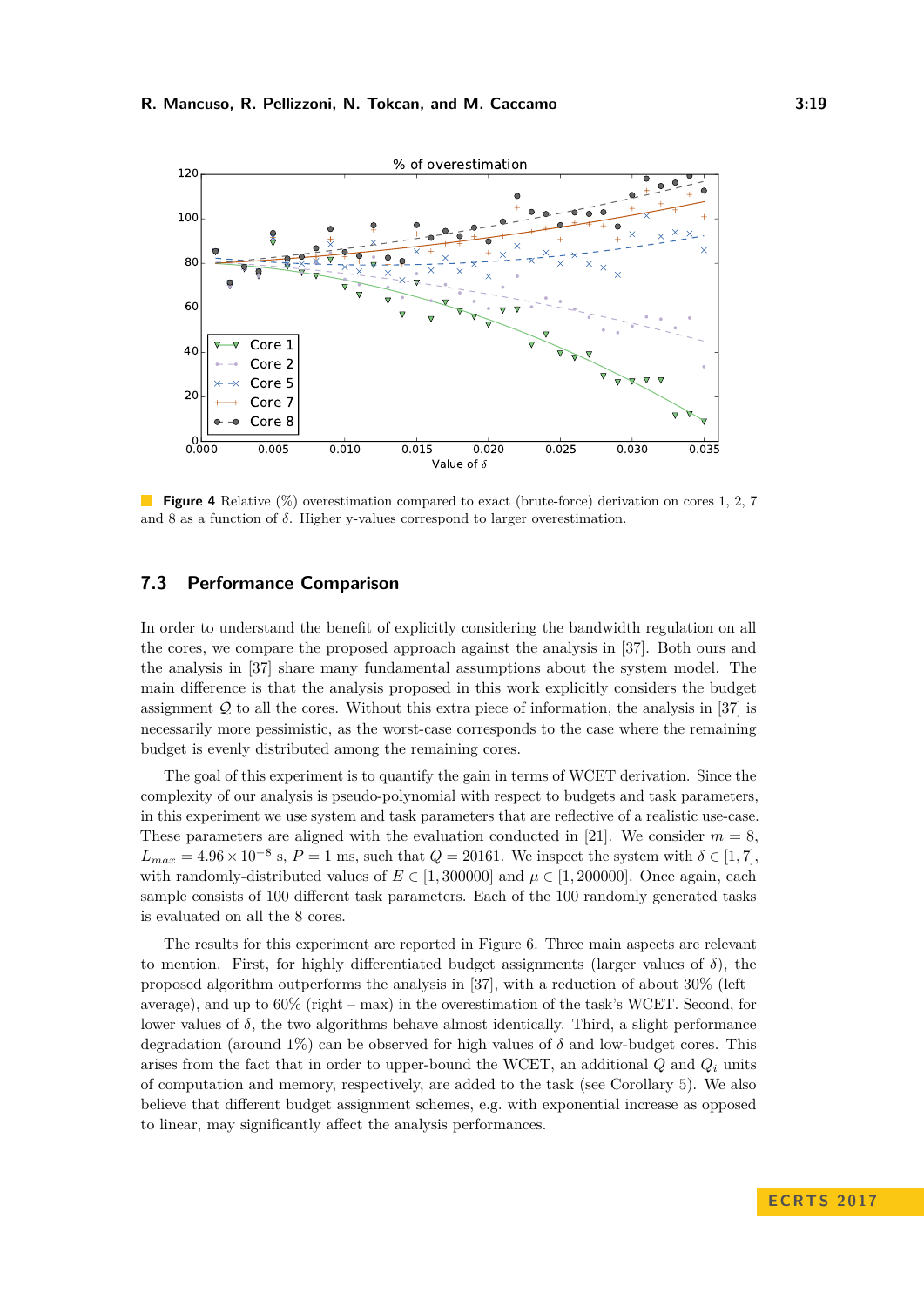**Figure 4** Relative (%) overestimation compared to exact (brute-force) derivation on cores 1, 2, 7 and 8 as a function of $\delta$. Higher y-values correspond to larger overestimation.

### 7.3 Performance Comparison

In order to understand the benefit of explicitly considering the bandwidth regulation on all the cores, we compare the proposed approach against the analysis in [37]. Both ours and the analysis in [37] share many fundamental assumptions about the system model. The main difference is that the analysis proposed in this work explicitly considers the budget assignment $\mathcal{Q}$ to all the cores. Without this extra piece of information, the analysis in [37] is necessarily more pessimistic, as the worst-case corresponds to the case where the remaining budget is evenly distributed among the remaining cores.

The goal of this experiment is to quantify the gain in terms of WCET derivation. Since the complexity of our analysis is pseudo-polynomial with respect to budgets and task parameters, in this experiment we use system and task parameters that are reflective of a realistic use-case. These parameters are aligned with the evaluation conducted in [21]. We consider $m = 8$, $L_{max} = 4.96 \times 10^{-8}$ s, $P = 1$ ms, such that $Q = 20161$. We inspect the system with $\delta \in [1, 7]$, with randomly-distributed values of $E \in [1, 300000]$ and $\mu \in [1, 200000]$. Once again, each sample consists of 100 different task parameters. Each of the 100 randomly generated tasks is evaluated on all the 8 cores.

The results for this experiment are reported in Figure 6. Three main aspects are relevant to mention. First, for highly differentiated budget assignments (larger values of $\delta$), the proposed algorithm outperforms the analysis in [37], with a reduction of about 30% (left – average), and up to 60% (right – max) in the overestimation of the task's WCET. Second, for lower values of $\delta$, the two algorithms behave almost identically. Third, a slight performance degradation (around 1%) can be observed for high values of $\delta$ and low-budget cores. This arises from the fact that in order to upper-bound the WCET, an additional $Q$ and $Q_i$ units of computation and memory, respectively, are added to the task (see Corollary 5). We also believe that different budget assignment schemes, e.g. with exponential increase as opposed to linear, may significantly affect the analysis performances.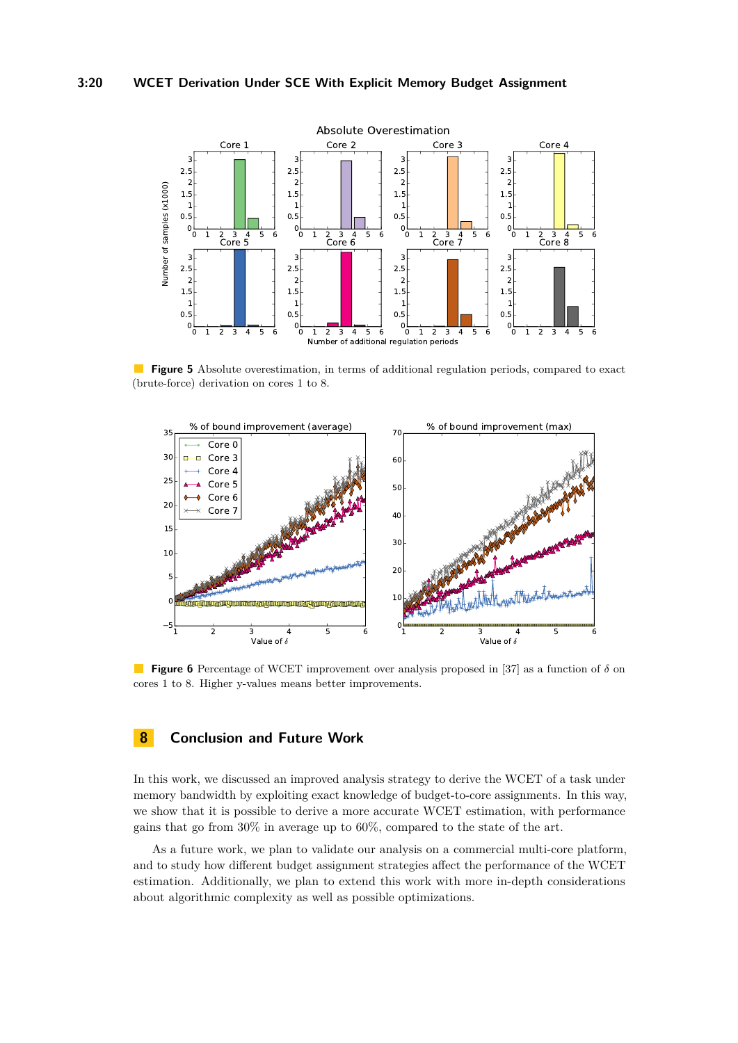**Figure 5** Absolute overestimation, in terms of additional regulation periods, compared to exact (brute-force) derivation on cores 1 to 8.

**Figure 6** Percentage of WCET improvement over analysis proposed in [37] as a function of $\delta$ on cores 1 to 8. Higher y-values means better improvements.

## 8 Conclusion and Future Work

In this work, we discussed an improved analysis strategy to derive the WCET of a task under memory bandwidth by exploiting exact knowledge of budget-to-core assignments. In this way, we show that it is possible to derive a more accurate WCET estimation, with performance gains that go from 30% in average up to 60%, compared to the state of the art.

As a future work, we plan to validate our analysis on a commercial multi-core platform, and to study how different budget assignment strategies affect the performance of the WCET estimation. Additionally, we plan to extend this work with more in-depth considerations about algorithmic complexity as well as possible optimizations.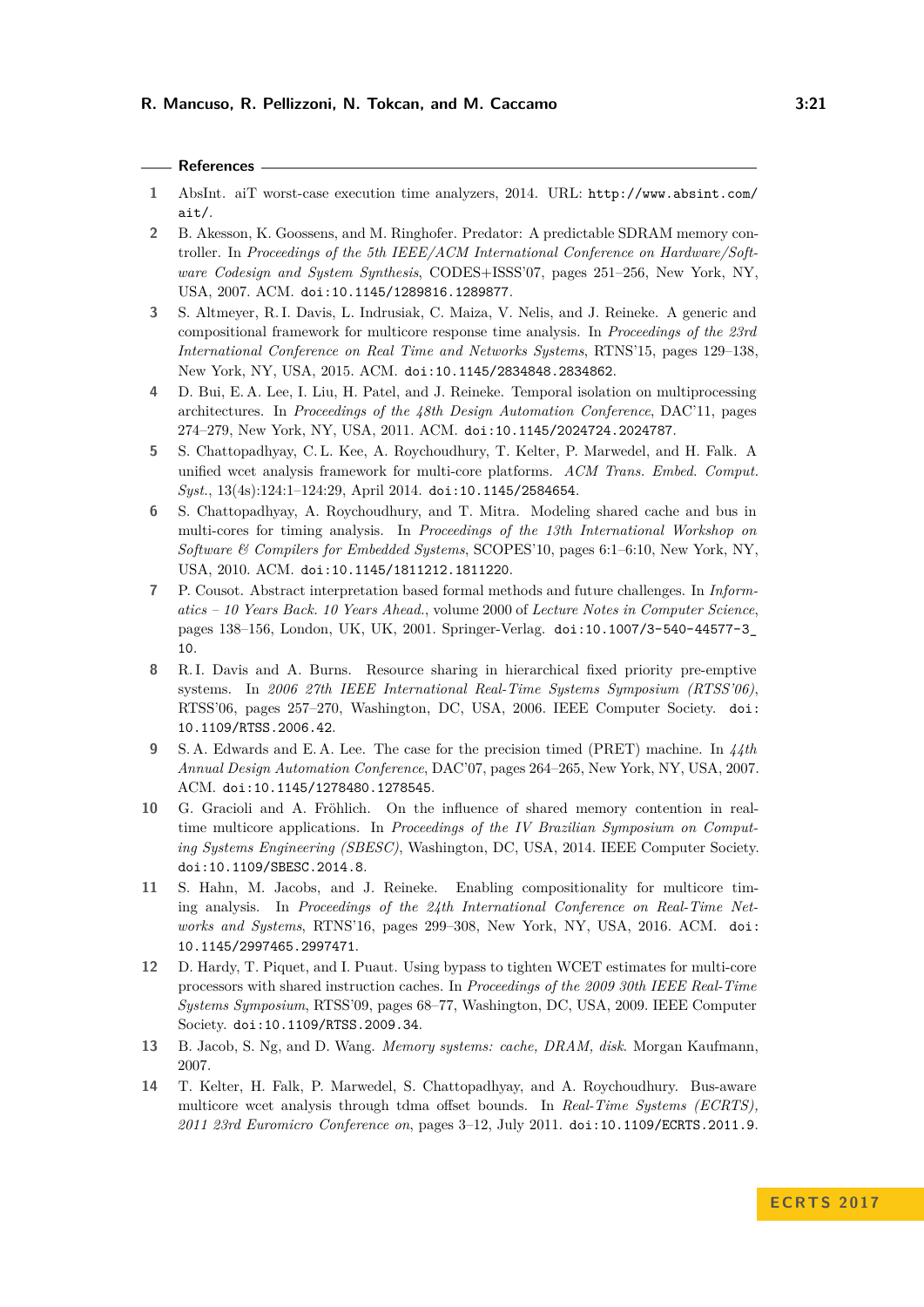## References

1. AbsInt. aiT worst-case execution time analyzers, 2014. URL: http://www.absint.com/ait/.
2. B. Akesson, K. Goossens, and M. Ringhofer. Predator: A predictable SDRAM memory controller. In *Proceedings of the 5th IEEE/ACM International Conference on Hardware/Software Codesign and System Synthesis*, CODES+ISSS'07, pages 251–256, New York, NY, USA, 2007. ACM. doi:10.1145/1289816.1289877.
3. S. Altmeyer, R.I. Davis, L. Indrusiak, C. Maiza, V. Nelis, and J. Reineke. A generic and compositional framework for multicore response time analysis. In *Proceedings of the 23rd International Conference on Real Time and Networks Systems*, RTNS'15, pages 129–138, New York, NY, USA, 2015. ACM. doi:10.1145/2834848.2834862.
4. D. Bui, E.A. Lee, I. Liu, H. Patel, and J. Reineke. Temporal isolation on multiprocessing architectures. In *Proceedings of the 48th Design Automation Conference*, DAC'11, pages 274–279, New York, NY, USA, 2011. ACM. doi:10.1145/2024724.2024787.
5. S. Chattopadhyay, C.L. Kee, A. Roychoudhury, T. Kelter, P. Marwedel, and H. Falk. A unified wcet analysis framework for multi-core platforms. *ACM Trans. Embed. Comput. Syst.*, 13(4s):124:1–124:29, April 2014. doi:10.1145/2584654.
6. S. Chattopadhyay, A. Roychoudhury, and T. Mitra. Modeling shared cache and bus in multi-cores for timing analysis. In *Proceedings of the 13th International Workshop on Software & Compilers for Embedded Systems*, SCOPES'10, pages 6:1–6:10, New York, NY, USA, 2010. ACM. doi:10.1145/1811212.1811220.
7. P. Cousot. Abstract interpretation based formal methods and future challenges. In *Informatics – 10 Years Back. 10 Years Ahead.*, volume 2000 of *Lecture Notes in Computer Science*, pages 138–156, London, UK, UK, 2001. Springer-Verlag. doi:10.1007/3-540-44577-3_10.
8. R.I. Davis and A. Burns. Resource sharing in hierarchical fixed priority pre-emptive systems. In *2006 27th IEEE International Real-Time Systems Symposium (RTSS'06)*, RTSS'06, pages 257–270, Washington, DC, USA, 2006. IEEE Computer Society. doi:10.1109/RTSS.2006.42.
9. S.A. Edwards and E.A. Lee. The case for the precision timed (PRET) machine. In *44th Annual Design Automation Conference*, DAC'07, pages 264–265, New York, NY, USA, 2007. ACM. doi:10.1145/1278480.1278545.
10. G. Gracioli and A. Fröhlich. On the influence of shared memory contention in real-time multicore applications. In *Proceedings of the IV Brazilian Symposium on Computing Systems Engineering (SBESC)*, Washington, DC, USA, 2014. IEEE Computer Society. doi:10.1109/SBESC.2014.8.
11. S. Hahn, M. Jacobs, and J. Reineke. Enabling compositionality for multicore timing analysis. In *Proceedings of the 24th International Conference on Real-Time Networks and Systems*, RTNS'16, pages 299–308, New York, NY, USA, 2016. ACM. doi:10.1145/2997465.2997471.
12. D. Hardy, T. Piquet, and I. Puaut. Using bypass to tighten WCET estimates for multi-core processors with shared instruction caches. In *Proceedings of the 2009 30th IEEE Real-Time Systems Symposium*, RTSS'09, pages 68–77, Washington, DC, USA, 2009. IEEE Computer Society. doi:10.1109/RTSS.2009.34.
13. B. Jacob, S. Ng, and D. Wang. *Memory systems: cache, DRAM, disk*. Morgan Kaufmann, 2007.
14. T. Kelter, H. Falk, P. Marwedel, S. Chattopadhyay, and A. Roychoudhury. Bus-aware multicore wcet analysis through tdma offset bounds. In *Real-Time Systems (ECRTS), 2011 23rd Euromicro Conference on*, pages 3–12, July 2011. doi:10.1109/ECRTS.2011.9.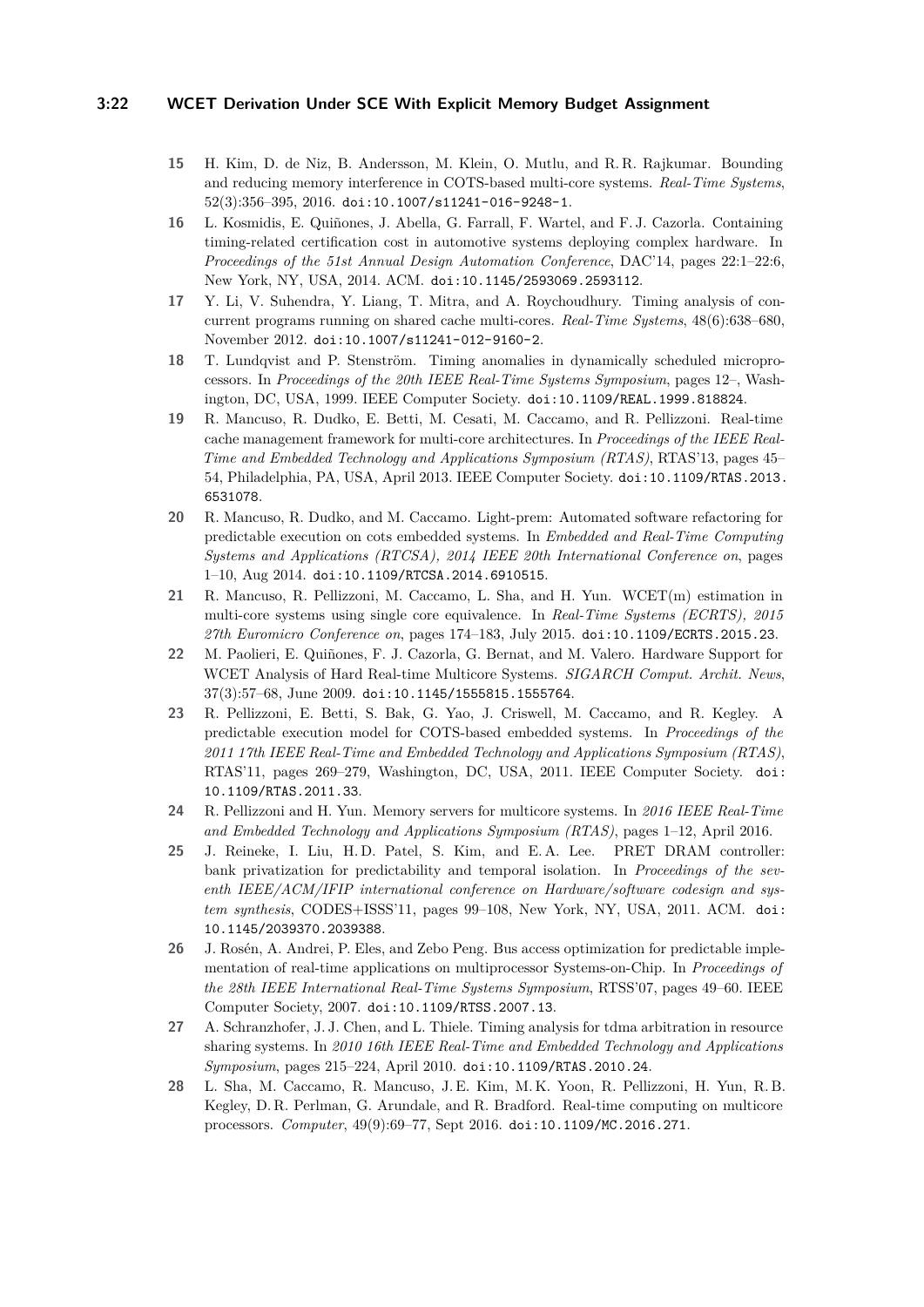15 H. Kim, D. de Niz, B. Andersson, M. Klein, O. Mutlu, and R. R. Rajkumar. Bounding and reducing memory interference in COTS-based multi-core systems. *Real-Time Systems*, 52(3):356–395, 2016. doi:10.1007/s11241-016-9248-1.

16 L. Kosmidis, E. Quiñones, J. Abella, G. Farrall, F. Wartel, and F. J. Cazorla. Containing timing-related certification cost in automotive systems deploying complex hardware. In *Proceedings of the 51st Annual Design Automation Conference*, DAC'14, pages 22:1–22:6, New York, NY, USA, 2014. ACM. doi:10.1145/2593069.2593112.

17 Y. Li, V. Suhendra, Y. Liang, T. Mitra, and A. Roychoudhury. Timing analysis of concurrent programs running on shared cache multi-cores. *Real-Time Systems*, 48(6):638–680, November 2012. doi:10.1007/s11241-012-9160-2.

18 T. Lundqvist and P. Stenström. Timing anomalies in dynamically scheduled microprocessors. In *Proceedings of the 20th IEEE Real-Time Systems Symposium*, pages 12–, Washington, DC, USA, 1999. IEEE Computer Society. doi:10.1109/REAL.1999.818824.

19 R. Mancuso, R. Dudko, E. Betti, M. Cesati, M. Caccamo, and R. Pellizzoni. Real-time cache management framework for multi-core architectures. In *Proceedings of the IEEE Real-Time and Embedded Technology and Applications Symposium (RTAS)*, RTAS'13, pages 45–54, Philadelphia, PA, USA, April 2013. IEEE Computer Society. doi:10.1109/RTAS.2013.6531078.

20 R. Mancuso, R. Dudko, and M. Caccamo. Light-prem: Automated software refactoring for predictable execution on cots embedded systems. In *Embedded and Real-Time Computing Systems and Applications (RTCSA), 2014 IEEE 20th International Conference on*, pages 1–10, Aug 2014. doi:10.1109/RTCSA.2014.6910515.

21 R. Mancuso, R. Pellizzoni, M. Caccamo, L. Sha, and H. Yun. WCET(m) estimation in multi-core systems using single core equivalence. In *Real-Time Systems (ECRTS), 2015 27th Euromicro Conference on*, pages 174–183, July 2015. doi:10.1109/ECRTS.2015.23.

22 M. Paolieri, E. Quiñones, F. J. Cazorla, G. Bernat, and M. Valero. Hardware Support for WCET Analysis of Hard Real-time Multicore Systems. *SIGARCH Comput. Archit. News*, 37(3):57–68, June 2009. doi:10.1145/1555815.1555764.

23 R. Pellizzoni, E. Betti, S. Bak, G. Yao, J. Criswell, M. Caccamo, and R. Kegley. A predictable execution model for COTS-based embedded systems. In *Proceedings of the 2011 17th IEEE Real-Time and Embedded Technology and Applications Symposium (RTAS)*, RTAS'11, pages 269–279, Washington, DC, USA, 2011. IEEE Computer Society. doi:10.1109/RTAS.2011.33.

24 R. Pellizzoni and H. Yun. Memory servers for multicore systems. In *2016 IEEE Real-Time and Embedded Technology and Applications Symposium (RTAS)*, pages 1–12, April 2016.

25 J. Reineke, I. Liu, H. D. Patel, S. Kim, and E. A. Lee. PRET DRAM controller: bank privatization for predictability and temporal isolation. In *Proceedings of the seventh IEEE/ACM/IFIP international conference on Hardware/software codesign and system synthesis*, CODES+ISSS'11, pages 99–108, New York, NY, USA, 2011. ACM. doi:10.1145/2039370.2039388.

26 J. Rosén, A. Andrei, P. Eles, and Zebo Peng. Bus access optimization for predictable implementation of real-time applications on multiprocessor Systems-on-Chip. In *Proceedings of the 28th IEEE International Real-Time Systems Symposium*, RTSS'07, pages 49–60. IEEE Computer Society, 2007. doi:10.1109/RTSS.2007.13.

27 A. Schranzhofer, J. J. Chen, and L. Thiele. Timing analysis for tdma arbitration in resource sharing systems. In *2010 16th IEEE Real-Time and Embedded Technology and Applications Symposium*, pages 215–224, April 2010. doi:10.1109/RTAS.2010.24.

28 L. Sha, M. Caccamo, R. Mancuso, J. E. Kim, M. K. Yoon, R. Pellizzoni, H. Yun, R. B. Kegley, D. R. Perlman, G. Arundale, and R. Bradford. Real-time computing on multicore processors. *Computer*, 49(9):69–77, Sept 2016. doi:10.1109/MC.2016.271.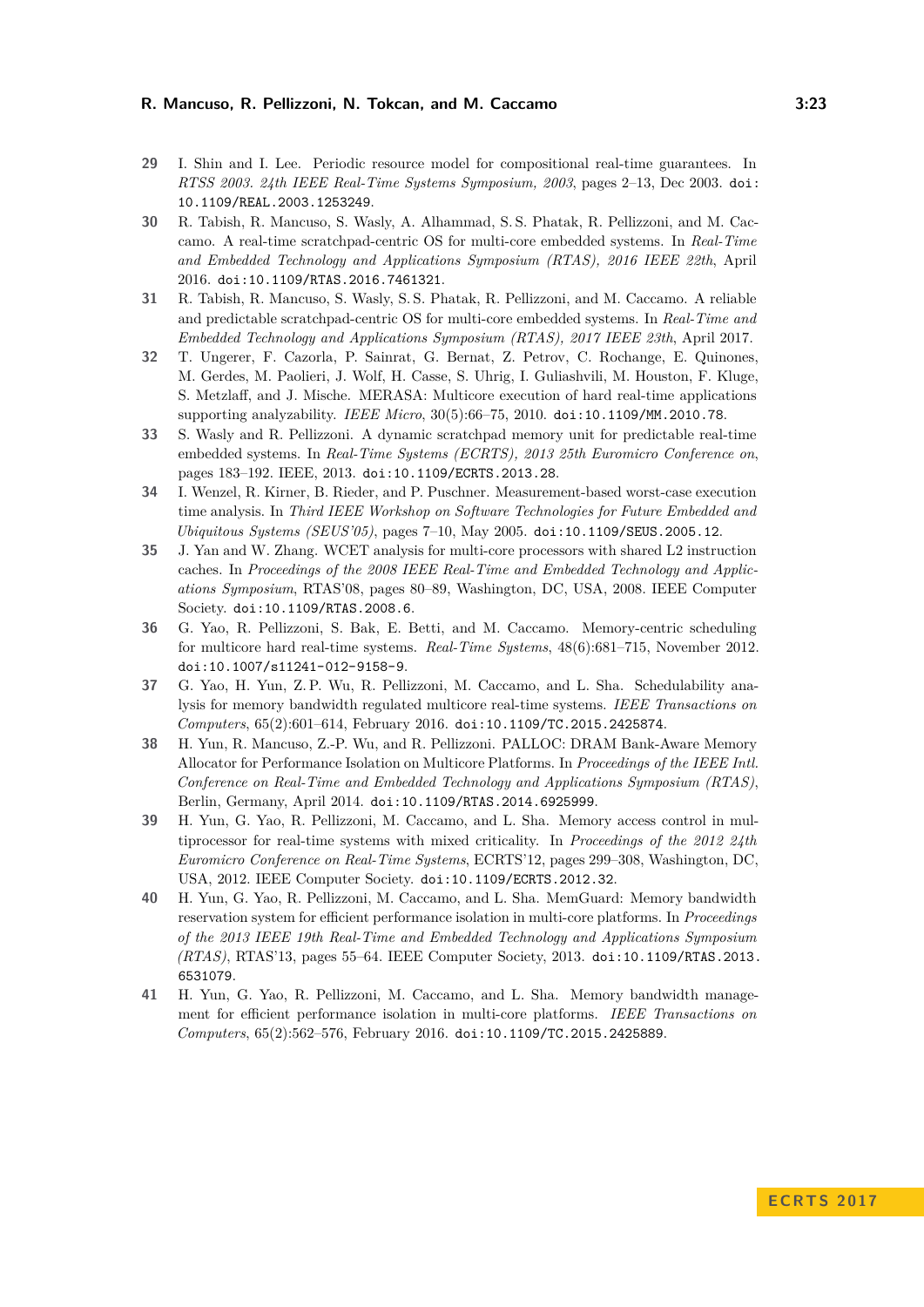29 I. Shin and I. Lee. Periodic resource model for compositional real-time guarantees. In *RTSS 2003. 24th IEEE Real-Time Systems Symposium, 2003*, pages 2–13, Dec 2003. doi:10.1109/REAL.2003.1253249.

30 R. Tabish, R. Mancuso, S. Wasly, A. Alhammad, S.S. Phatak, R. Pellizzoni, and M. Caccamo. A real-time scratchpad-centric OS for multi-core embedded systems. In *Real-Time and Embedded Technology and Applications Symposium (RTAS), 2016 IEEE 22th*, April 2016. doi:10.1109/RTAS.2016.7461321.

31 R. Tabish, R. Mancuso, S. Wasly, S.S. Phatak, R. Pellizzoni, and M. Caccamo. A reliable and predictable scratchpad-centric OS for multi-core embedded systems. In *Real-Time and Embedded Technology and Applications Symposium (RTAS), 2017 IEEE 23th*, April 2017.

32 T. Ungerer, F. Cazorla, P. Sainrat, G. Bernat, Z. Petrov, C. Rochange, E. Quinones, M. Gerdes, M. Paolieri, J. Wolf, H. Casse, S. Uhrig, I. Guliashvili, M. Houston, F. Kluge, S. Metzlaff, and J. Mische. MERASA: Multicore execution of hard real-time applications supporting analyzability. *IEEE Micro*, 30(5):66–75, 2010. doi:10.1109/MM.2010.78.

33 S. Wasly and R. Pellizzoni. A dynamic scratchpad memory unit for predictable real-time embedded systems. In *Real-Time Systems (ECRTS), 2013 25th Euromicro Conference on*, pages 183–192. IEEE, 2013. doi:10.1109/ECRTS.2013.28.

34 I. Wenzel, R. Kirner, B. Rieder, and P. Puschner. Measurement-based worst-case execution time analysis. In *Third IEEE Workshop on Software Technologies for Future Embedded and Ubiquitous Systems (SEUS'05)*, pages 7–10, May 2005. doi:10.1109/SEUS.2005.12.

35 J. Yan and W. Zhang. WCET analysis for multi-core processors with shared L2 instruction caches. In *Proceedings of the 2008 IEEE Real-Time and Embedded Technology and Applications Symposium*, RTAS'08, pages 80–89, Washington, DC, USA, 2008. IEEE Computer Society. doi:10.1109/RTAS.2008.6.

36 G. Yao, R. Pellizzoni, S. Bak, E. Betti, and M. Caccamo. Memory-centric scheduling for multicore hard real-time systems. *Real-Time Systems*, 48(6):681–715, November 2012. doi:10.1007/s11241-012-9158-9.

37 G. Yao, H. Yun, Z.P. Wu, R. Pellizzoni, M. Caccamo, and L. Sha. Schedulability analysis for memory bandwidth regulated multicore real-time systems. *IEEE Transactions on Computers*, 65(2):601–614, February 2016. doi:10.1109/TC.2015.2425874.

38 H. Yun, R. Mancuso, Z.-P. Wu, and R. Pellizzoni. PALLOC: DRAM Bank-Aware Memory Allocator for Performance Isolation on Multicore Platforms. In *Proceedings of the IEEE Intl. Conference on Real-Time and Embedded Technology and Applications Symposium (RTAS)*, Berlin, Germany, April 2014. doi:10.1109/RTAS.2014.6925999.

39 H. Yun, G. Yao, R. Pellizzoni, M. Caccamo, and L. Sha. Memory access control in multiprocessor for real-time systems with mixed criticality. In *Proceedings of the 2012 24th Euromicro Conference on Real-Time Systems*, ECRTS'12, pages 299–308, Washington, DC, USA, 2012. IEEE Computer Society. doi:10.1109/ECRTS.2012.32.

40 H. Yun, G. Yao, R. Pellizzoni, M. Caccamo, and L. Sha. MemGuard: Memory bandwidth reservation system for efficient performance isolation in multi-core platforms. In *Proceedings of the 2013 IEEE 19th Real-Time and Embedded Technology and Applications Symposium (RTAS)*, RTAS'13, pages 55–64. IEEE Computer Society, 2013. doi:10.1109/RTAS.2013.6531079.

41 H. Yun, G. Yao, R. Pellizzoni, M. Caccamo, and L. Sha. Memory bandwidth management for efficient performance isolation in multi-core platforms. *IEEE Transactions on Computers*, 65(2):562–576, February 2016. doi:10.1109/TC.2015.2425889.